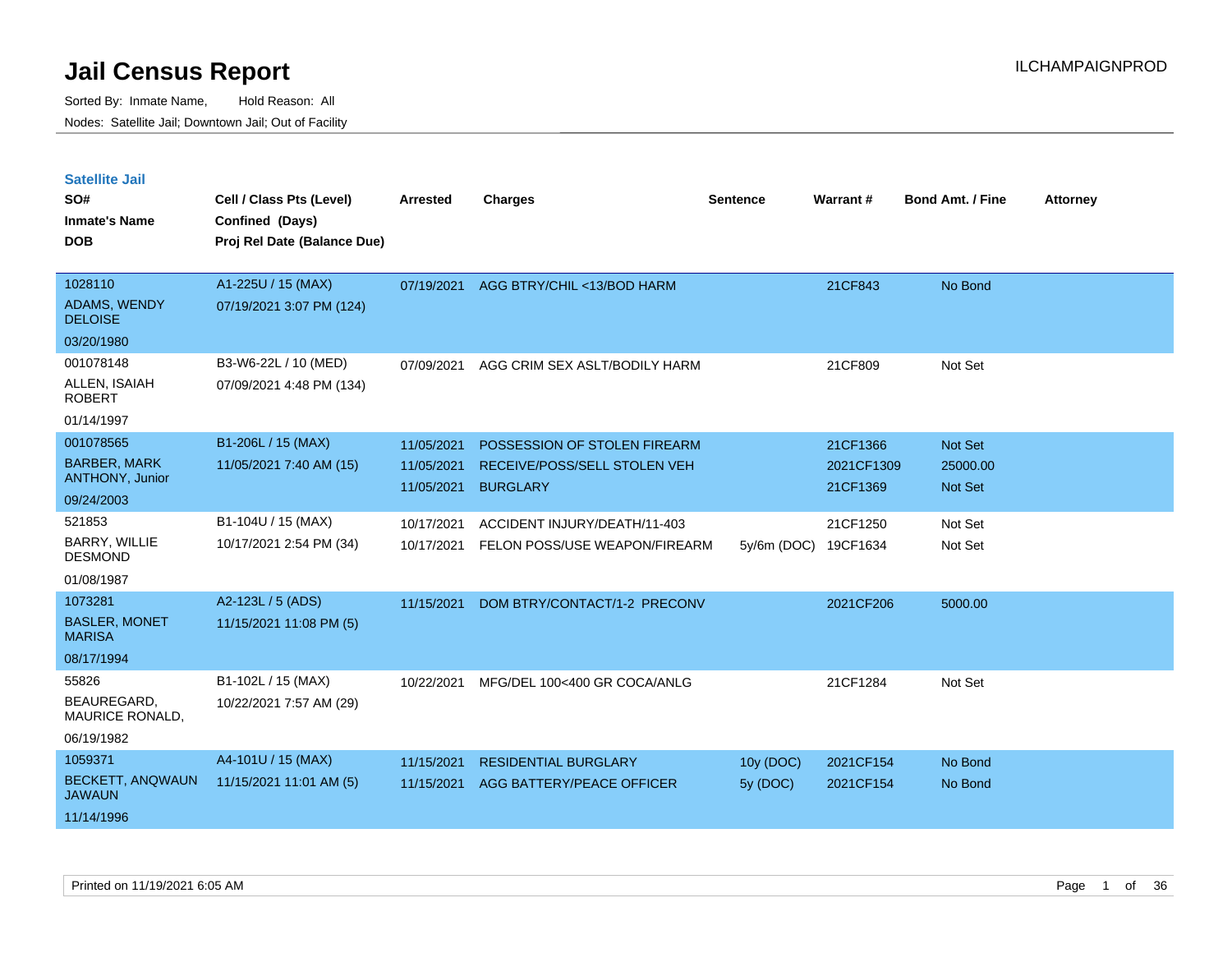# Jail Census Report

Sorted By: Inmate Name, Hold Reason: All

Nodes: Satellite Jail; Downtown Jail; Out of Facility

## Satellite Jail

| SO# / Inmate's Name / DOB | Cell / Class Pts (Level) / Confined (Days) / Proj Rel Date (Balance Due) | Arrested | Charges | Sentence | Warrant # | Bond Amt. / Fine | Attorney |
|---|---|---|---|---|---|---|---|
| 1028110 ADAMS, WENDY DELOISE 03/20/1980 | A1-225U / 15 (MAX) 07/19/2021 3:07 PM (124) | 07/19/2021 | AGG BTRY/CHIL <13/BOD HARM | | 21CF843 | No Bond | |
| 001078148 ALLEN, ISAIAH ROBERT 01/14/1997 | B3-W6-22L / 10 (MED) 07/09/2021 4:48 PM (134) | 07/09/2021 | AGG CRIM SEX ASLT/BODILY HARM | | 21CF809 | Not Set | |
| 001078565 BARBER, MARK ANTHONY, Junior 09/24/2003 | B1-206L / 15 (MAX) 11/05/2021 7:40 AM (15) | 11/05/2021 | POSSESSION OF STOLEN FIREARM | | 21CF1366 | Not Set | |
| | | 11/05/2021 | RECEIVE/POSS/SELL STOLEN VEH | | 2021CF1309 | 25000.00 | |
| | | 11/05/2021 | BURGLARY | | 21CF1369 | Not Set | |
| 521853 BARRY, WILLIE DESMOND 01/08/1987 | B1-104U / 15 (MAX) 10/17/2021 2:54 PM (34) | 10/17/2021 | ACCIDENT INJURY/DEATH/11-403 | | 21CF1250 | Not Set | |
| | | 10/17/2021 | FELON POSS/USE WEAPON/FIREARM | 5y/6m (DOC) | 19CF1634 | Not Set | |
| 1073281 BASLER, MONET MARISA 08/17/1994 | A2-123L / 5 (ADS) 11/15/2021 11:08 PM (5) | 11/15/2021 | DOM BTRY/CONTACT/1-2 PRECONV | | 2021CF206 | 5000.00 | |
| 55826 BEAUREGARD, MAURICE RONALD, 06/19/1982 | B1-102L / 15 (MAX) 10/22/2021 7:57 AM (29) | 10/22/2021 | MFG/DEL 100<400 GR COCA/ANLG | | 21CF1284 | Not Set | |
| 1059371 BECKETT, ANQWAUN JAWAUN 11/14/1996 | A4-101U / 15 (MAX) 11/15/2021 11:01 AM (5) | 11/15/2021 | RESIDENTIAL BURGLARY | 10y (DOC) | 2021CF154 | No Bond | |
| | | 11/15/2021 | AGG BATTERY/PEACE OFFICER | 5y (DOC) | 2021CF154 | No Bond | |

Printed on 11/19/2021 6:05 AM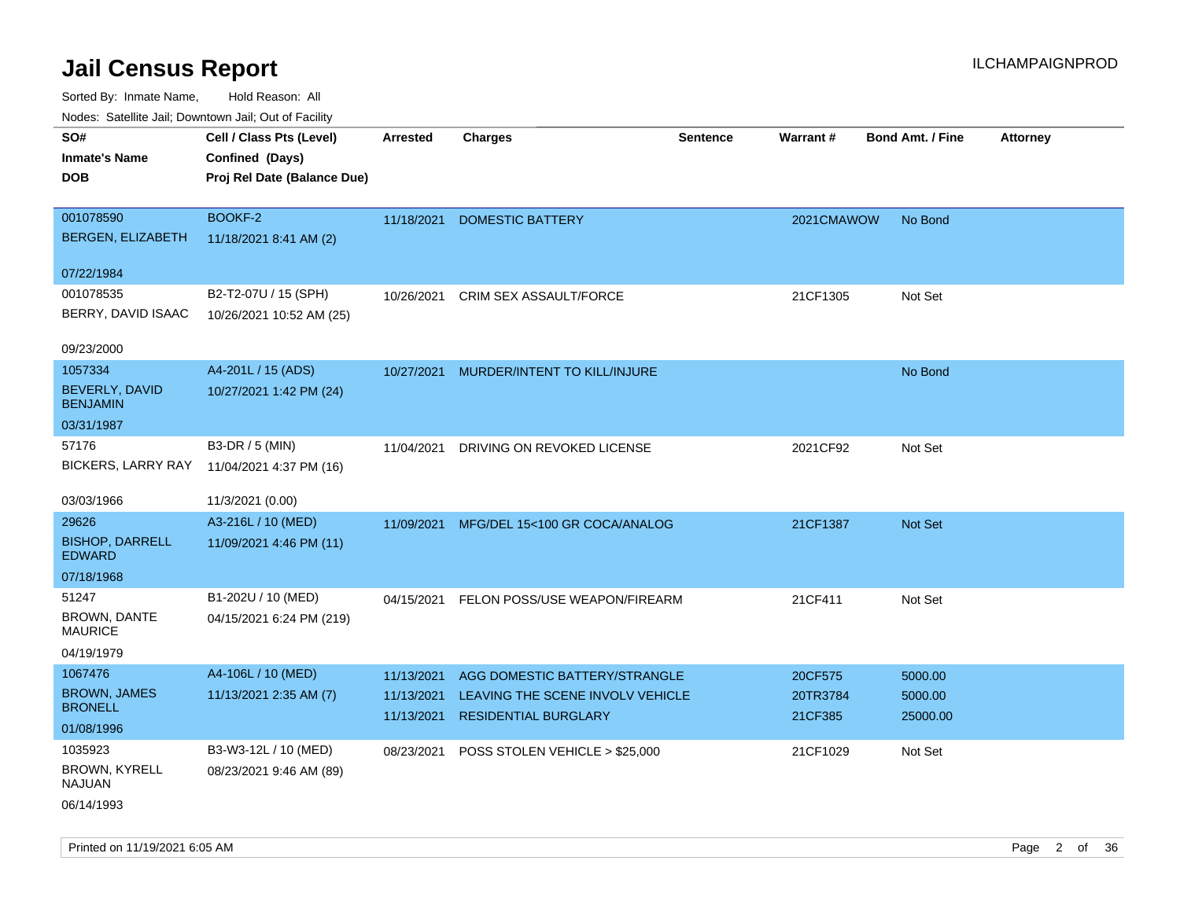# Jail Census Report

ILCHAMPAIGNPROD

Sorted By: Inmate Name, Hold Reason: All

Nodes: Satellite Jail; Downtown Jail; Out of Facility

| SO# / Inmate's Name / DOB | Cell / Class Pts (Level) / Confined (Days) / Proj Rel Date (Balance Due) | Arrested | Charges | Sentence | Warrant # | Bond Amt. / Fine | Attorney |
|---|---|---|---|---|---|---|---|
| 001078590<br>BERGEN, ELIZABETH<br>07/22/1984 | BOOKF-2<br>11/18/2021 8:41 AM (2) | 11/18/2021 | DOMESTIC BATTERY | | 2021CMAWOW | No Bond | |
| 001078535<br>BERRY, DAVID ISAAC<br>09/23/2000 | B2-T2-07U / 15 (SPH)<br>10/26/2021 10:52 AM (25) | 10/26/2021 | CRIM SEX ASSAULT/FORCE | | 21CF1305 | Not Set | |
| 1057334<br>BEVERLY, DAVID BENJAMIN<br>03/31/1987 | A4-201L / 15 (ADS)<br>10/27/2021 1:42 PM (24) | 10/27/2021 | MURDER/INTENT TO KILL/INJURE | | | No Bond | |
| 57176<br>BICKERS, LARRY RAY<br>03/03/1966 | B3-DR / 5 (MIN)<br>11/04/2021 4:37 PM (16)<br>11/3/2021 (0.00) | 11/04/2021 | DRIVING ON REVOKED LICENSE | | 2021CF92 | Not Set | |
| 29626<br>BISHOP, DARRELL EDWARD<br>07/18/1968 | A3-216L / 10 (MED)<br>11/09/2021 4:46 PM (11) | 11/09/2021 | MFG/DEL 15<100 GR COCA/ANALOG | | 21CF1387 | Not Set | |
| 51247<br>BROWN, DANTE MAURICE<br>04/19/1979 | B1-202U / 10 (MED)<br>04/15/2021 6:24 PM (219) | 04/15/2021 | FELON POSS/USE WEAPON/FIREARM | | 21CF411 | Not Set | |
| 1067476<br>BROWN, JAMES BRONELL<br>01/08/1996 | A4-106L / 10 (MED)<br>11/13/2021 2:35 AM (7) | 11/13/2021<br>11/13/2021<br>11/13/2021 | AGG DOMESTIC BATTERY/STRANGLE<br>LEAVING THE SCENE INVOLV VEHICLE<br>RESIDENTIAL BURGLARY | | 20CF575<br>20TR3784<br>21CF385 | 5000.00<br>5000.00<br>25000.00 | |
| 1035923<br>BROWN, KYRELL NAJUAN<br>06/14/1993 | B3-W3-12L / 10 (MED)<br>08/23/2021 9:46 AM (89) | 08/23/2021 | POSS STOLEN VEHICLE > $25,000 | | 21CF1029 | Not Set | |

Printed on 11/19/2021 6:05 AM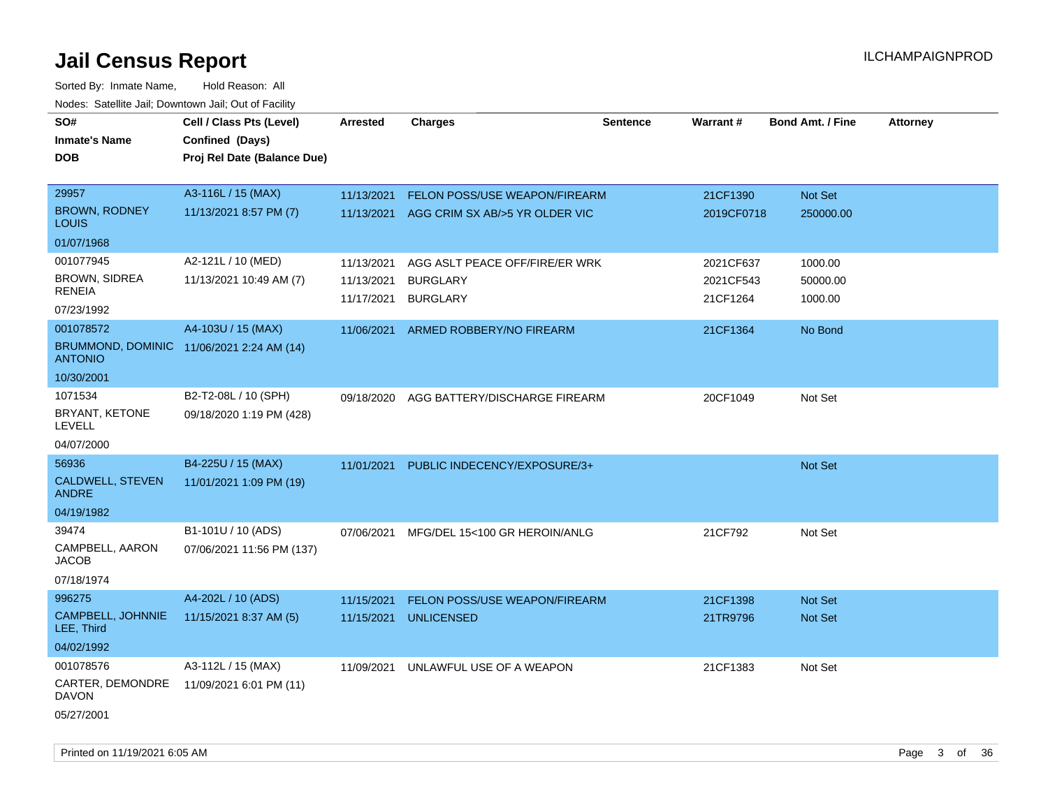# Jail Census Report

Sorted By: Inmate Name, Hold Reason: All

Nodes: Satellite Jail; Downtown Jail; Out of Facility

| SO# / Inmate's Name / DOB | Cell / Class Pts (Level) / Confined (Days) / Proj Rel Date (Balance Due) | Arrested | Charges | Sentence | Warrant # | Bond Amt. / Fine | Attorney |
|---|---|---|---|---|---|---|---|
| 29957 BROWN, RODNEY LOUIS 01/07/1968 | A3-116L / 15 (MAX) 11/13/2021 8:57 PM (7) | 11/13/2021 | FELON POSS/USE WEAPON/FIREARM | | 21CF1390 | Not Set | |
| | | 11/13/2021 | AGG CRIM SX AB/>5 YR OLDER VIC | | 2019CF0718 | 250000.00 | |
| 001077945 BROWN, SIDREA RENEIA 07/23/1992 | A2-121L / 10 (MED) 11/13/2021 10:49 AM (7) | 11/13/2021 | AGG ASLT PEACE OFF/FIRE/ER WRK | | 2021CF637 | 1000.00 | |
| | | 11/13/2021 | BURGLARY | | 2021CF543 | 50000.00 | |
| | | 11/17/2021 | BURGLARY | | 21CF1264 | 1000.00 | |
| 001078572 BRUMMOND, DOMINIC ANTONIO 10/30/2001 | A4-103U / 15 (MAX) 11/06/2021 2:24 AM (14) | 11/06/2021 | ARMED ROBBERY/NO FIREARM | | 21CF1364 | No Bond | |
| 1071534 BRYANT, KETONE LEVELL 04/07/2000 | B2-T2-08L / 10 (SPH) 09/18/2020 1:19 PM (428) | 09/18/2020 | AGG BATTERY/DISCHARGE FIREARM | | 20CF1049 | Not Set | |
| 56936 CALDWELL, STEVEN ANDRE 04/19/1982 | B4-225U / 15 (MAX) 11/01/2021 1:09 PM (19) | 11/01/2021 | PUBLIC INDECENCY/EXPOSURE/3+ | | | Not Set | |
| 39474 CAMPBELL, AARON JACOB 07/18/1974 | B1-101U / 10 (ADS) 07/06/2021 11:56 PM (137) | 07/06/2021 | MFG/DEL 15<100 GR HEROIN/ANLG | | 21CF792 | Not Set | |
| 996275 CAMPBELL, JOHNNIE LEE, Third 04/02/1992 | A4-202L / 10 (ADS) 11/15/2021 8:37 AM (5) | 11/15/2021 | FELON POSS/USE WEAPON/FIREARM | | 21CF1398 | Not Set | |
| | | 11/15/2021 | UNLICENSED | | 21TR9796 | Not Set | |
| 001078576 CARTER, DEMONDRE DAVON 05/27/2001 | A3-112L / 15 (MAX) 11/09/2021 6:01 PM (11) | 11/09/2021 | UNLAWFUL USE OF A WEAPON | | 21CF1383 | Not Set | |

Printed on 11/19/2021 6:05 AM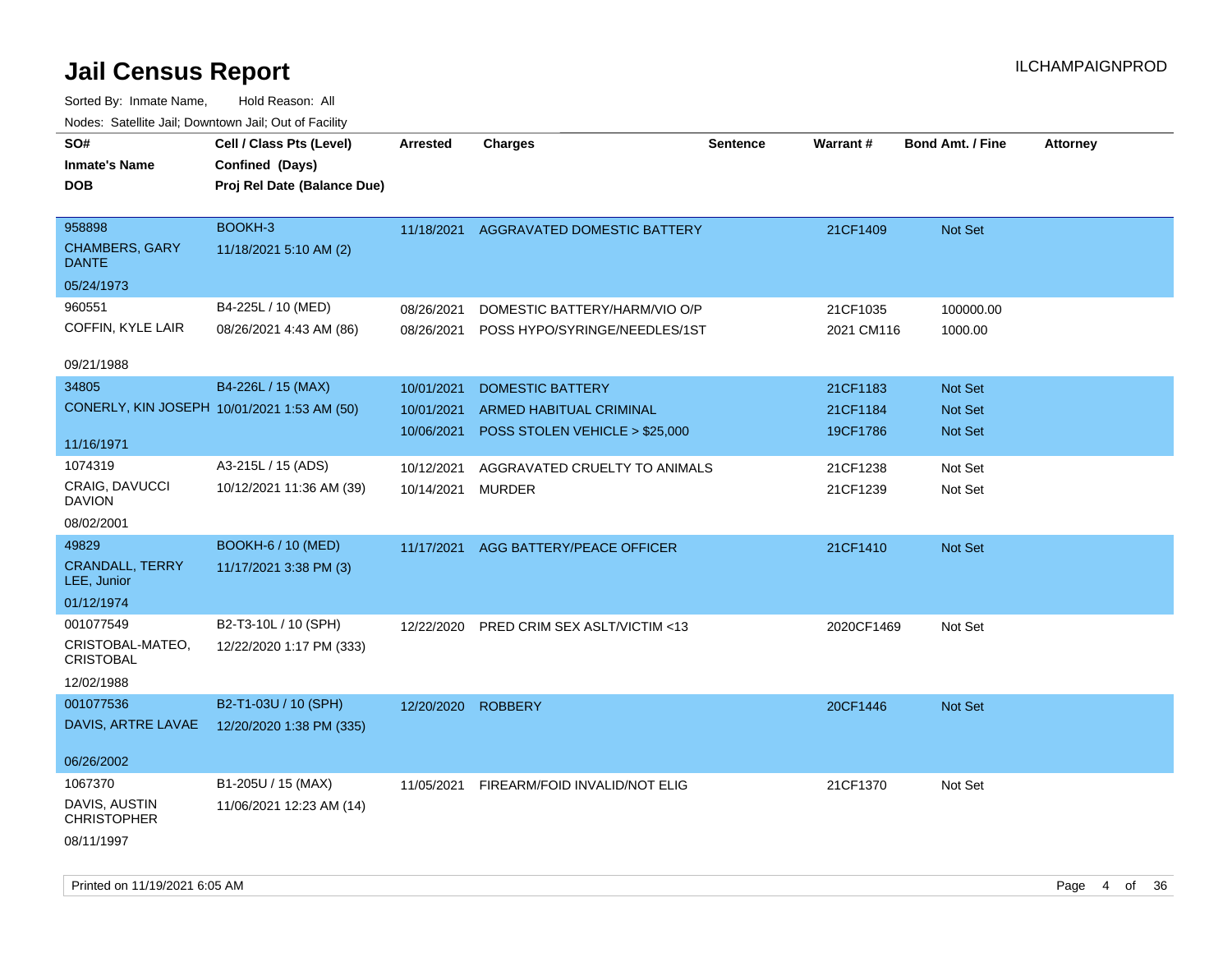# Jail Census Report

Sorted By: Inmate Name, Hold Reason: All

Nodes: Satellite Jail; Downtown Jail; Out of Facility

| SO# / Inmate's Name / DOB | Cell / Class Pts (Level) / Confined (Days) / Proj Rel Date (Balance Due) | Arrested | Charges | Sentence | Warrant # | Bond Amt. / Fine | Attorney |
|---|---|---|---|---|---|---|---|
| 958898<br>CHAMBERS, GARY DANTE<br>05/24/1973 | BOOKH-3<br>11/18/2021 5:10 AM (2) | 11/18/2021 | AGGRAVATED DOMESTIC BATTERY | | 21CF1409 | Not Set | |
| 960551<br>COFFIN, KYLE LAIR<br>09/21/1988 | B4-225L / 10 (MED)<br>08/26/2021 4:43 AM (86) | 08/26/2021<br>08/26/2021 | DOMESTIC BATTERY/HARM/VIO O/P<br>POSS HYPO/SYRINGE/NEEDLES/1ST | | 21CF1035<br>2021 CM116 | 100000.00<br>1000.00 | |
| 34805<br>CONERLY, KIN JOSEPH<br>11/16/1971 | B4-226L / 15 (MAX)<br>10/01/2021 1:53 AM (50) | 10/01/2021<br>10/01/2021<br>10/06/2021 | DOMESTIC BATTERY<br>ARMED HABITUAL CRIMINAL<br>POSS STOLEN VEHICLE > $25,000 | | 21CF1183<br>21CF1184<br>19CF1786 | Not Set<br>Not Set<br>Not Set | |
| 1074319<br>CRAIG, DAVUCCI DAVION<br>08/02/2001 | A3-215L / 15 (ADS)<br>10/12/2021 11:36 AM (39) | 10/12/2021<br>10/14/2021 | AGGRAVATED CRUELTY TO ANIMALS<br>MURDER | | 21CF1238<br>21CF1239 | Not Set<br>Not Set | |
| 49829<br>CRANDALL, TERRY LEE, Junior<br>01/12/1974 | BOOKH-6 / 10 (MED)<br>11/17/2021 3:38 PM (3) | 11/17/2021 | AGG BATTERY/PEACE OFFICER | | 21CF1410 | Not Set | |
| 001077549<br>CRISTOBAL-MATEO, CRISTOBAL<br>12/02/1988 | B2-T3-10L / 10 (SPH)<br>12/22/2020 1:17 PM (333) | 12/22/2020 | PRED CRIM SEX ASLT/VICTIM <13 | | 2020CF1469 | Not Set | |
| 001077536<br>DAVIS, ARTRE LAVAE<br>06/26/2002 | B2-T1-03U / 10 (SPH)<br>12/20/2020 1:38 PM (335) | 12/20/2020 | ROBBERY | | 20CF1446 | Not Set | |
| 1067370<br>DAVIS, AUSTIN CHRISTOPHER<br>08/11/1997 | B1-205U / 15 (MAX)<br>11/06/2021 12:23 AM (14) | 11/05/2021 | FIREARM/FOID INVALID/NOT ELIG | | 21CF1370 | Not Set | |

Printed on 11/19/2021 6:05 AM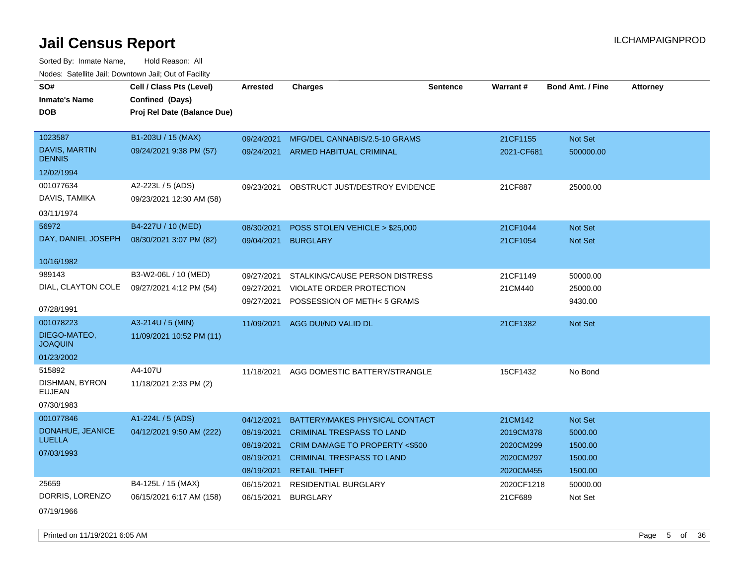# Jail Census Report

ILCHAMPAIGNPROD

Sorted By: Inmate Name, Hold Reason: All

Nodes: Satellite Jail; Downtown Jail; Out of Facility

| SO# / Inmate's Name / DOB | Cell / Class Pts (Level) / Confined (Days) / Proj Rel Date (Balance Due) | Arrested | Charges | Sentence | Warrant # | Bond Amt. / Fine | Attorney |
|---|---|---|---|---|---|---|---|
| 1023587<br>DAVIS, MARTIN DENNIS<br>12/02/1994 | B1-203U / 15 (MAX)<br>09/24/2021 9:38 PM (57) | 09/24/2021 | MFG/DEL CANNABIS/2.5-10 GRAMS | | 21CF1155 | Not Set | |
| | | 09/24/2021 | ARMED HABITUAL CRIMINAL | | 2021-CF681 | 500000.00 | |
| 001077634<br>DAVIS, TAMIKA<br>03/11/1974 | A2-223L / 5 (ADS)<br>09/23/2021 12:30 AM (58) | 09/23/2021 | OBSTRUCT JUST/DESTROY EVIDENCE | | 21CF887 | 25000.00 | |
| 56972<br>DAY, DANIEL JOSEPH<br>10/16/1982 | B4-227U / 10 (MED)<br>08/30/2021 3:07 PM (82) | 08/30/2021 | POSS STOLEN VEHICLE > $25,000 | | 21CF1044 | Not Set | |
| | | 09/04/2021 | BURGLARY | | 21CF1054 | Not Set | |
| 989143<br>DIAL, CLAYTON COLE<br>07/28/1991 | B3-W2-06L / 10 (MED)<br>09/27/2021 4:12 PM (54) | 09/27/2021 | STALKING/CAUSE PERSON DISTRESS | | 21CF1149 | 50000.00 | |
| | | 09/27/2021 | VIOLATE ORDER PROTECTION | | 21CM440 | 25000.00 | |
| | | 09/27/2021 | POSSESSION OF METH< 5 GRAMS | | | 9430.00 | |
| 001078223<br>DIEGO-MATEO, JOAQUIN<br>01/23/2002 | A3-214U / 5 (MIN)<br>11/09/2021 10:52 PM (11) | 11/09/2021 | AGG DUI/NO VALID DL | | 21CF1382 | Not Set | |
| 515892<br>DISHMAN, BYRON EUJEAN<br>07/30/1983 | A4-107U<br>11/18/2021 2:33 PM (2) | 11/18/2021 | AGG DOMESTIC BATTERY/STRANGLE | | 15CF1432 | No Bond | |
| 001077846<br>DONAHUE, JEANICE LUELLA<br>07/03/1993 | A1-224L / 5 (ADS)<br>04/12/2021 9:50 AM (222) | 04/12/2021 | BATTERY/MAKES PHYSICAL CONTACT | | 21CM142 | Not Set | |
| | | 08/19/2021 | CRIMINAL TRESPASS TO LAND | | 2019CM378 | 5000.00 | |
| | | 08/19/2021 | CRIM DAMAGE TO PROPERTY <$500 | | 2020CM299 | 1500.00 | |
| | | 08/19/2021 | CRIMINAL TRESPASS TO LAND | | 2020CM297 | 1500.00 | |
| | | 08/19/2021 | RETAIL THEFT | | 2020CM455 | 1500.00 | |
| 25659<br>DORRIS, LORENZO<br>07/19/1966 | B4-125L / 15 (MAX)<br>06/15/2021 6:17 AM (158) | 06/15/2021 | RESIDENTIAL BURGLARY | | 2020CF1218 | 50000.00 | |
| | | 06/15/2021 | BURGLARY | | 21CF689 | Not Set | |

Printed on 11/19/2021 6:05 AM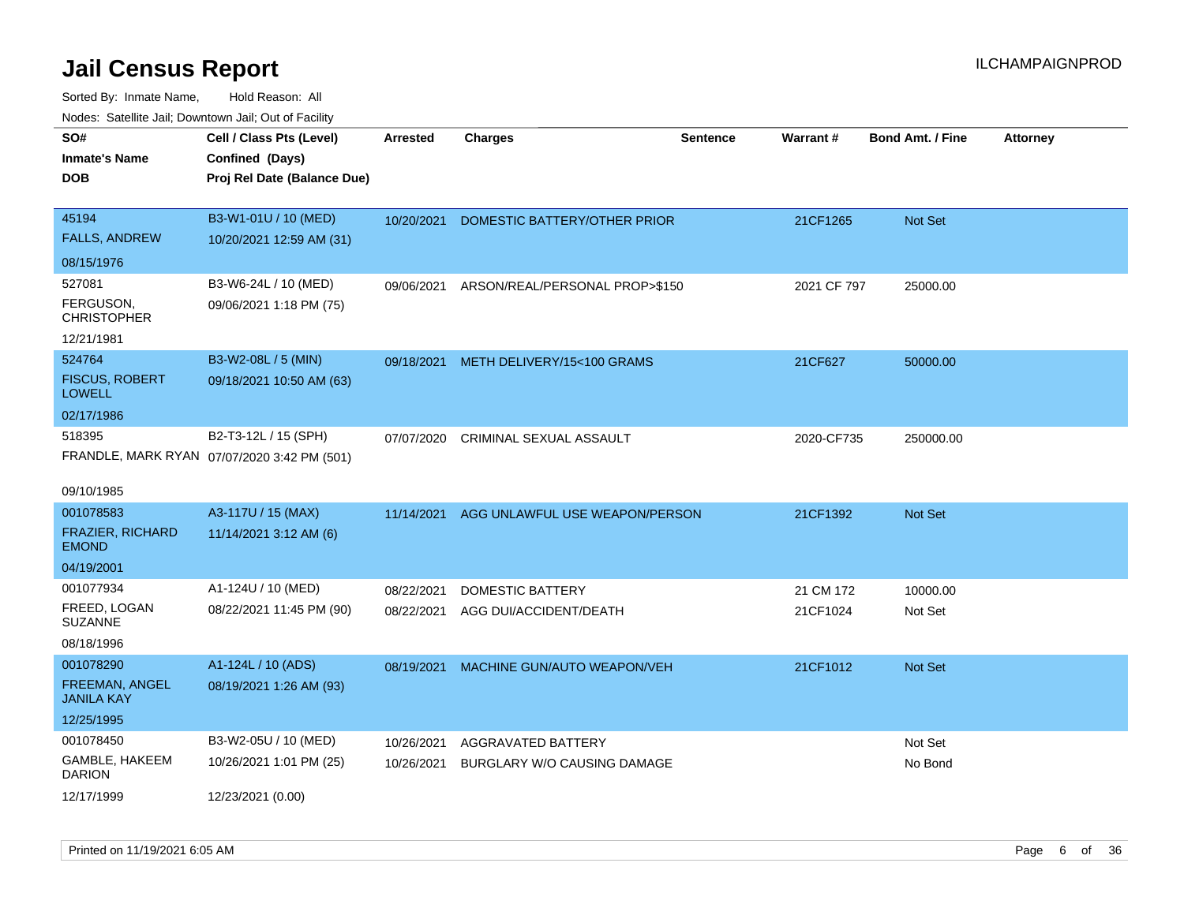# Jail Census Report

ILCHAMPAIGNPROD

Sorted By: Inmate Name, Hold Reason: All

Nodes: Satellite Jail; Downtown Jail; Out of Facility

| SO# / Inmate's Name / DOB | Cell / Class Pts (Level) / Confined (Days) / Proj Rel Date (Balance Due) | Arrested | Charges | Sentence | Warrant # | Bond Amt. / Fine | Attorney |
|---|---|---|---|---|---|---|---|
| 45194<br>FALLS, ANDREW<br>08/15/1976 | B3-W1-01U / 10 (MED)<br>10/20/2021 12:59 AM (31) | 10/20/2021 | DOMESTIC BATTERY/OTHER PRIOR | | 21CF1265 | Not Set | |
| 527081<br>FERGUSON, CHRISTOPHER<br>12/21/1981 | B3-W6-24L / 10 (MED)<br>09/06/2021 1:18 PM (75) | 09/06/2021 | ARSON/REAL/PERSONAL PROP>$150 | | 2021 CF 797 | 25000.00 | |
| 524764<br>FISCUS, ROBERT LOWELL<br>02/17/1986 | B3-W2-08L / 5 (MIN)<br>09/18/2021 10:50 AM (63) | 09/18/2021 | METH DELIVERY/15<100 GRAMS | | 21CF627 | 50000.00 | |
| 518395<br>FRANDLE, MARK RYAN<br>09/10/1985 | B2-T3-12L / 15 (SPH)<br>07/07/2020 3:42 PM (501) | 07/07/2020 | CRIMINAL SEXUAL ASSAULT | | 2020-CF735 | 250000.00 | |
| 001078583<br>FRAZIER, RICHARD EMOND<br>04/19/2001 | A3-117U / 15 (MAX)<br>11/14/2021 3:12 AM (6) | 11/14/2021 | AGG UNLAWFUL USE WEAPON/PERSON | | 21CF1392 | Not Set | |
| 001077934<br>FREED, LOGAN SUZANNE<br>08/18/1996 | A1-124U / 10 (MED)<br>08/22/2021 11:45 PM (90) | 08/22/2021<br>08/22/2021 | DOMESTIC BATTERY<br>AGG DUI/ACCIDENT/DEATH | | 21 CM 172<br>21CF1024 | 10000.00<br>Not Set | |
| 001078290<br>FREEMAN, ANGEL JANILA KAY<br>12/25/1995 | A1-124L / 10 (ADS)<br>08/19/2021 1:26 AM (93) | 08/19/2021 | MACHINE GUN/AUTO WEAPON/VEH | | 21CF1012 | Not Set | |
| 001078450<br>GAMBLE, HAKEEM DARION<br>12/17/1999 | B3-W2-05U / 10 (MED)<br>10/26/2021 1:01 PM (25)<br>12/23/2021 (0.00) | 10/26/2021<br>10/26/2021 | AGGRAVATED BATTERY<br>BURGLARY W/O CAUSING DAMAGE | | | Not Set<br>No Bond | |

Printed on 11/19/2021 6:05 AM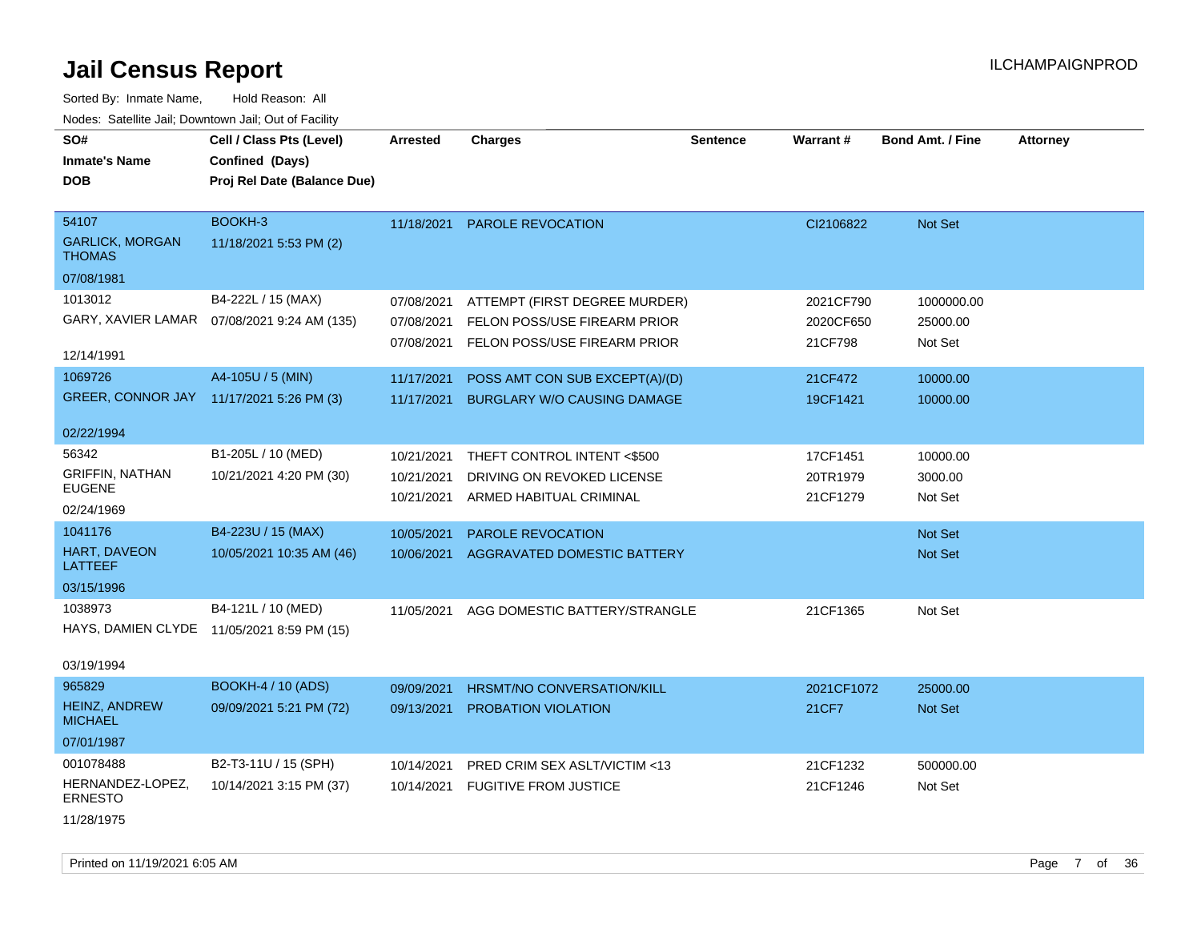# Jail Census Report

ILCHAMPAIGNPROD

Sorted By: Inmate Name, Hold Reason: All

Nodes: Satellite Jail; Downtown Jail; Out of Facility

| SO# / Inmate's Name / DOB | Cell / Class Pts (Level) / Confined (Days) / Proj Rel Date (Balance Due) | Arrested | Charges | Sentence | Warrant # | Bond Amt. / Fine | Attorney |
|---|---|---|---|---|---|---|---|
| 54107<br>GARLICK, MORGAN THOMAS<br>07/08/1981 | BOOKH-3<br>11/18/2021 5:53 PM (2) | 11/18/2021 | PAROLE REVOCATION | | CI2106822 | Not Set | |
| 1013012<br>GARY, XAVIER LAMAR<br>12/14/1991 | B4-222L / 15 (MAX)<br>07/08/2021 9:24 AM (135) | 07/08/2021 | ATTEMPT (FIRST DEGREE MURDER) | | 2021CF790 | 1000000.00 | |
| | | 07/08/2021 | FELON POSS/USE FIREARM PRIOR | | 2020CF650 | 25000.00 | |
| | | 07/08/2021 | FELON POSS/USE FIREARM PRIOR | | 21CF798 | Not Set | |
| 1069726<br>GREER, CONNOR JAY<br>02/22/1994 | A4-105U / 5 (MIN)<br>11/17/2021 5:26 PM (3) | 11/17/2021 | POSS AMT CON SUB EXCEPT(A)/(D) | | 21CF472 | 10000.00 | |
| | | 11/17/2021 | BURGLARY W/O CAUSING DAMAGE | | 19CF1421 | 10000.00 | |
| 56342<br>GRIFFIN, NATHAN EUGENE<br>02/24/1969 | B1-205L / 10 (MED)<br>10/21/2021 4:20 PM (30) | 10/21/2021 | THEFT CONTROL INTENT <$500 | | 17CF1451 | 10000.00 | |
| | | 10/21/2021 | DRIVING ON REVOKED LICENSE | | 20TR1979 | 3000.00 | |
| | | 10/21/2021 | ARMED HABITUAL CRIMINAL | | 21CF1279 | Not Set | |
| 1041176<br>HART, DAVEON LATTEEF<br>03/15/1996 | B4-223U / 15 (MAX)<br>10/05/2021 10:35 AM (46) | 10/05/2021 | PAROLE REVOCATION | | | Not Set | |
| | | 10/06/2021 | AGGRAVATED DOMESTIC BATTERY | | | Not Set | |
| 1038973<br>HAYS, DAMIEN CLYDE<br>03/19/1994 | B4-121L / 10 (MED)<br>11/05/2021 8:59 PM (15) | 11/05/2021 | AGG DOMESTIC BATTERY/STRANGLE | | 21CF1365 | Not Set | |
| 965829<br>HEINZ, ANDREW MICHAEL<br>07/01/1987 | BOOKH-4 / 10 (ADS)<br>09/09/2021 5:21 PM (72) | 09/09/2021 | HRSMT/NO CONVERSATION/KILL | | 2021CF1072 | 25000.00 | |
| | | 09/13/2021 | PROBATION VIOLATION | | 21CF7 | Not Set | |
| 001078488<br>HERNANDEZ-LOPEZ, ERNESTO<br>11/28/1975 | B2-T3-11U / 15 (SPH)<br>10/14/2021 3:15 PM (37) | 10/14/2021 | PRED CRIM SEX ASLT/VICTIM <13 | | 21CF1232 | 500000.00 | |
| | | 10/14/2021 | FUGITIVE FROM JUSTICE | | 21CF1246 | Not Set | |

Printed on 11/19/2021 6:05 AM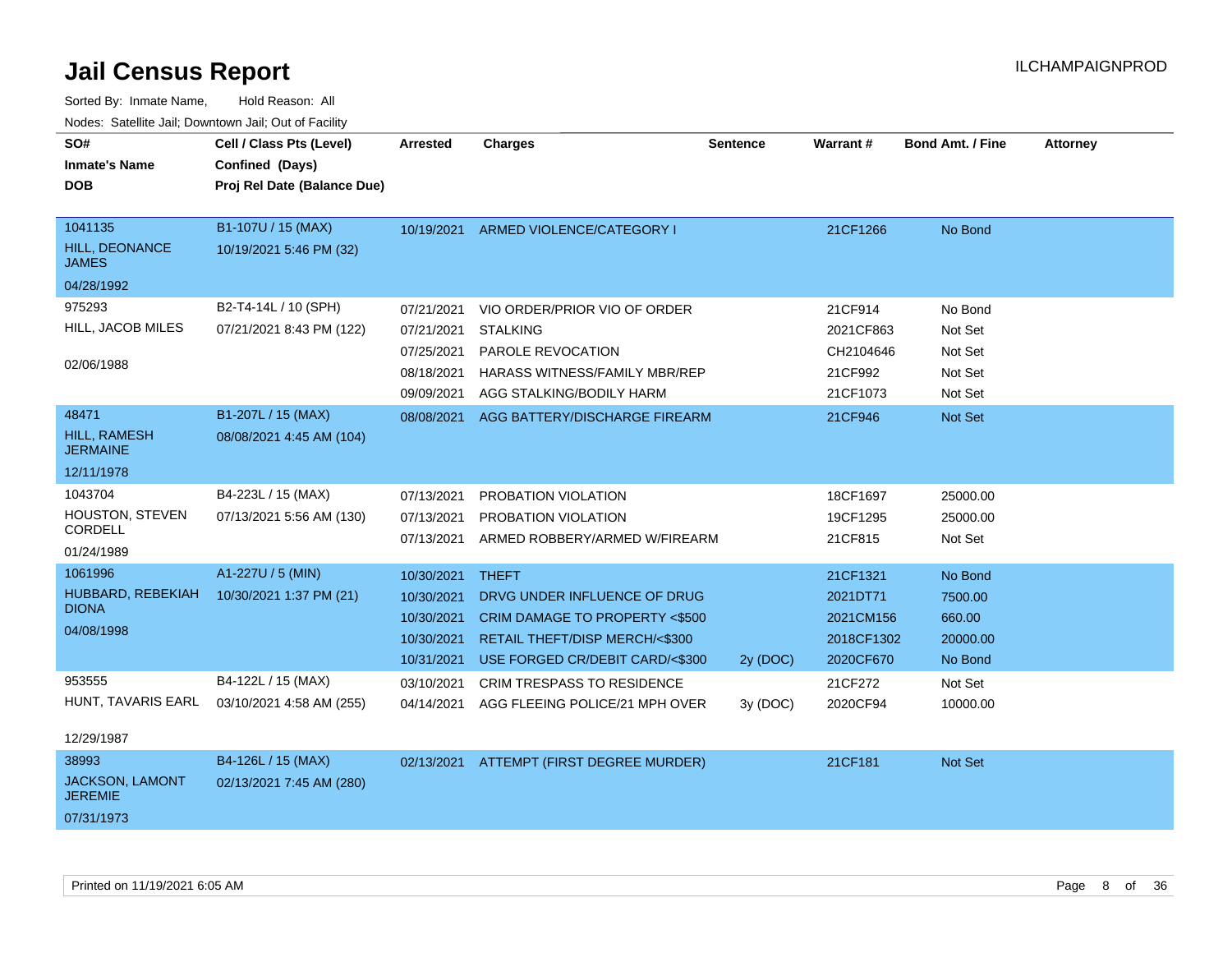# Jail Census Report

ILCHAMPAIGNPROD

Sorted By: Inmate Name, Hold Reason: All

Nodes: Satellite Jail; Downtown Jail; Out of Facility

| SO# / Inmate's Name / DOB | Cell / Class Pts (Level) / Confined (Days) / Proj Rel Date (Balance Due) | Arrested | Charges | Sentence | Warrant # | Bond Amt. / Fine | Attorney |
|---|---|---|---|---|---|---|---|
| 1041135 HILL, DEONANCE JAMES 04/28/1992 | B1-107U / 15 (MAX) 10/19/2021 5:46 PM (32) | 10/19/2021 | ARMED VIOLENCE/CATEGORY I | | 21CF1266 | No Bond | |
| 975293 HILL, JACOB MILES 02/06/1988 | B2-T4-14L / 10 (SPH) 07/21/2021 8:43 PM (122) | 07/21/2021 | VIO ORDER/PRIOR VIO OF ORDER | | 21CF914 | No Bond | |
| | | 07/21/2021 | STALKING | | 2021CF863 | Not Set | |
| | | 07/25/2021 | PAROLE REVOCATION | | CH2104646 | Not Set | |
| | | 08/18/2021 | HARASS WITNESS/FAMILY MBR/REP | | 21CF992 | Not Set | |
| | | 09/09/2021 | AGG STALKING/BODILY HARM | | 21CF1073 | Not Set | |
| 48471 HILL, RAMESH JERMAINE 12/11/1978 | B1-207L / 15 (MAX) 08/08/2021 4:45 AM (104) | 08/08/2021 | AGG BATTERY/DISCHARGE FIREARM | | 21CF946 | Not Set | |
| 1043704 HOUSTON, STEVEN CORDELL 01/24/1989 | B4-223L / 15 (MAX) 07/13/2021 5:56 AM (130) | 07/13/2021 | PROBATION VIOLATION | | 18CF1697 | 25000.00 | |
| | | 07/13/2021 | PROBATION VIOLATION | | 19CF1295 | 25000.00 | |
| | | 07/13/2021 | ARMED ROBBERY/ARMED W/FIREARM | | 21CF815 | Not Set | |
| 1061996 HUBBARD, REBEKIAH DIONA 04/08/1998 | A1-227U / 5 (MIN) 10/30/2021 1:37 PM (21) | 10/30/2021 | THEFT | | 21CF1321 | No Bond | |
| | | 10/30/2021 | DRVG UNDER INFLUENCE OF DRUG | | 2021DT71 | 7500.00 | |
| | | 10/30/2021 | CRIM DAMAGE TO PROPERTY <$500 | | 2021CM156 | 660.00 | |
| | | 10/30/2021 | RETAIL THEFT/DISP MERCH/<$300 | | 2018CF1302 | 20000.00 | |
| | | 10/31/2021 | USE FORGED CR/DEBIT CARD/<$300 | 2y (DOC) | 2020CF670 | No Bond | |
| 953555 HUNT, TAVARIS EARL 12/29/1987 | B4-122L / 15 (MAX) 03/10/2021 4:58 AM (255) | 03/10/2021 | CRIM TRESPASS TO RESIDENCE | | 21CF272 | Not Set | |
| | | 04/14/2021 | AGG FLEEING POLICE/21 MPH OVER | 3y (DOC) | 2020CF94 | 10000.00 | |
| 38993 JACKSON, LAMONT JEREMIE 07/31/1973 | B4-126L / 15 (MAX) 02/13/2021 7:45 AM (280) | 02/13/2021 | ATTEMPT (FIRST DEGREE MURDER) | | 21CF181 | Not Set | |

Printed on 11/19/2021 6:05 AM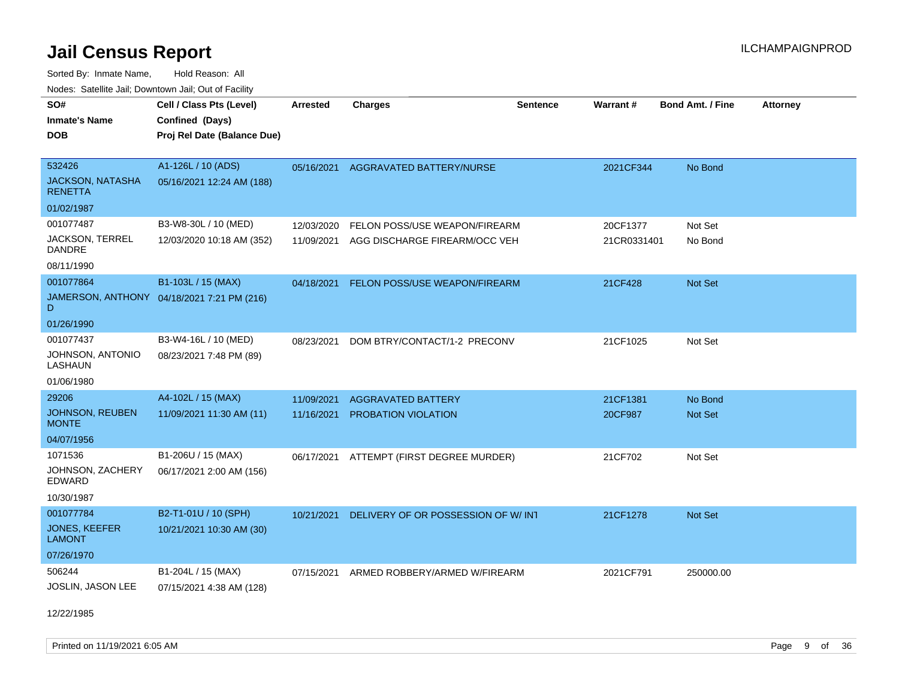# Jail Census Report

ILCHAMPAIGNPROD

Sorted By: Inmate Name, Hold Reason: All

Nodes: Satellite Jail; Downtown Jail; Out of Facility

| SO# / Inmate's Name / DOB | Cell / Class Pts (Level) / Confined (Days) / Proj Rel Date (Balance Due) | Arrested | Charges | Sentence | Warrant # | Bond Amt. / Fine | Attorney |
|---|---|---|---|---|---|---|---|
| 532426 JACKSON, NATASHA RENETTA 01/02/1987 | A1-126L / 10 (ADS) 05/16/2021 12:24 AM (188) | 05/16/2021 | AGGRAVATED BATTERY/NURSE | | 2021CF344 | No Bond | |
| 001077487 JACKSON, TERREL DANDRE 08/11/1990 | B3-W8-30L / 10 (MED) 12/03/2020 10:18 AM (352) | 12/03/2020 | FELON POSS/USE WEAPON/FIREARM | | 20CF1377 | Not Set | |
| | | 11/09/2021 | AGG DISCHARGE FIREARM/OCC VEH | | 21CR0331401 | No Bond | |
| 001077864 JAMERSON, ANTHONY D 01/26/1990 | B1-103L / 15 (MAX) 04/18/2021 7:21 PM (216) | 04/18/2021 | FELON POSS/USE WEAPON/FIREARM | | 21CF428 | Not Set | |
| 001077437 JOHNSON, ANTONIO LASHAUN 01/06/1980 | B3-W4-16L / 10 (MED) 08/23/2021 7:48 PM (89) | 08/23/2021 | DOM BTRY/CONTACT/1-2 PRECONV | | 21CF1025 | Not Set | |
| 29206 JOHNSON, REUBEN MONTE 04/07/1956 | A4-102L / 15 (MAX) 11/09/2021 11:30 AM (11) | 11/09/2021 | AGGRAVATED BATTERY | | 21CF1381 | No Bond | |
| | | 11/16/2021 | PROBATION VIOLATION | | 20CF987 | Not Set | |
| 1071536 JOHNSON, ZACHERY EDWARD 10/30/1987 | B1-206U / 15 (MAX) 06/17/2021 2:00 AM (156) | 06/17/2021 | ATTEMPT (FIRST DEGREE MURDER) | | 21CF702 | Not Set | |
| 001077784 JONES, KEEFER LAMONT 07/26/1970 | B2-T1-01U / 10 (SPH) 10/21/2021 10:30 AM (30) | 10/21/2021 | DELIVERY OF OR POSSESSION OF W/ INT | | 21CF1278 | Not Set | |
| 506244 JOSLIN, JASON LEE 12/22/1985 | B1-204L / 15 (MAX) 07/15/2021 4:38 AM (128) | 07/15/2021 | ARMED ROBBERY/ARMED W/FIREARM | | 2021CF791 | 250000.00 | |

Printed on 11/19/2021 6:05 AM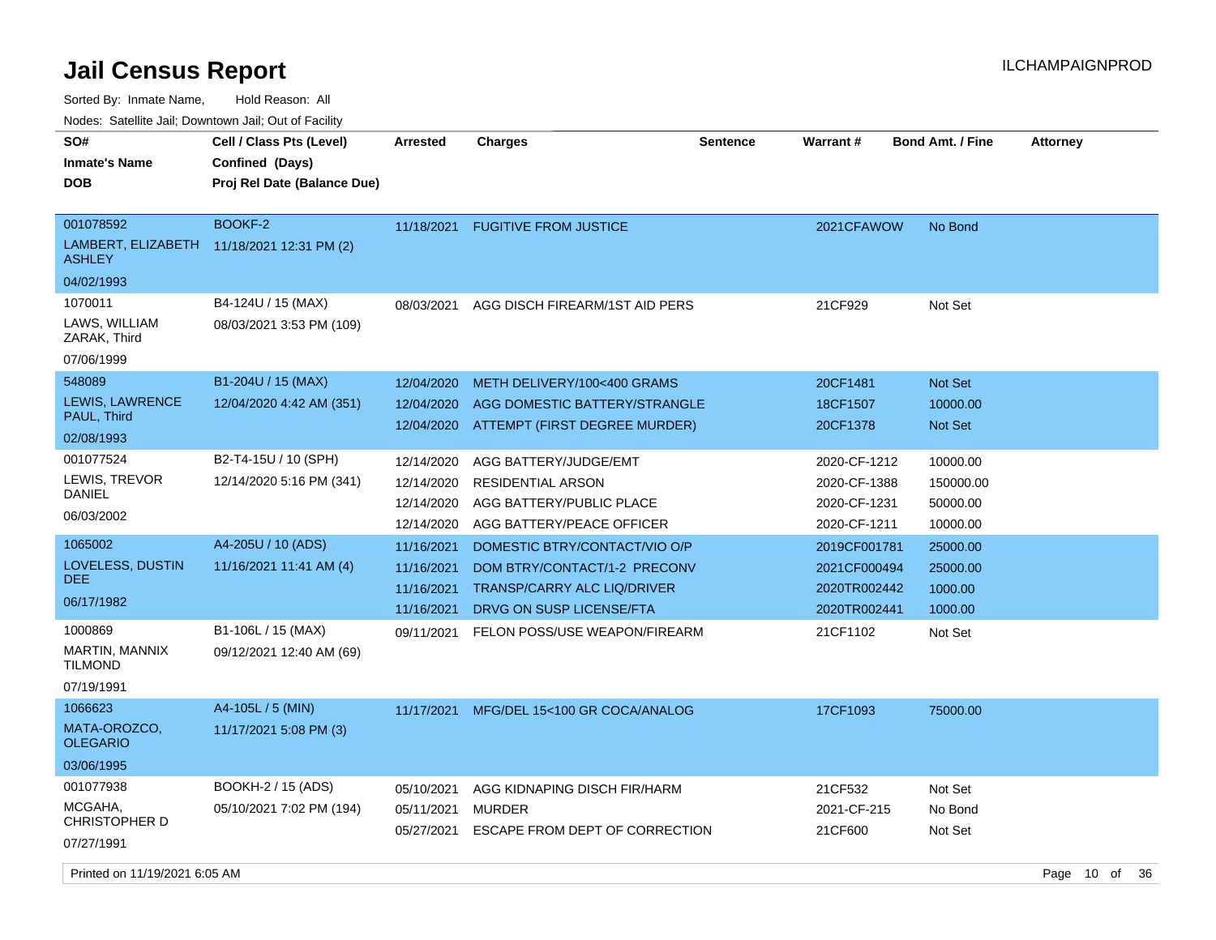# Jail Census Report

ILCHAMPAIGNPROD

Sorted By: Inmate Name, Hold Reason: All

Nodes: Satellite Jail; Downtown Jail; Out of Facility

| SO# / Inmate's Name / DOB | Cell / Class Pts (Level) / Confined (Days) / Proj Rel Date (Balance Due) | Arrested | Charges | Sentence | Warrant # | Bond Amt. / Fine | Attorney |
|---|---|---|---|---|---|---|---|
| 001078592<br>LAMBERT, ELIZABETH ASHLEY<br>04/02/1993 | BOOKF-2<br>11/18/2021 12:31 PM (2) | 11/18/2021 | FUGITIVE FROM JUSTICE | | 2021CFAWOW | No Bond | |
| 1070011<br>LAWS, WILLIAM ZARAK, Third<br>07/06/1999 | B4-124U / 15 (MAX)<br>08/03/2021 3:53 PM (109) | 08/03/2021 | AGG DISCH FIREARM/1ST AID PERS | | 21CF929 | Not Set | |
| 548089<br>LEWIS, LAWRENCE PAUL, Third<br>02/08/1993 | B1-204U / 15 (MAX)<br>12/04/2020 4:42 AM (351) | 12/04/2020 | METH DELIVERY/100<400 GRAMS | | 20CF1481 | Not Set | |
| | | 12/04/2020 | AGG DOMESTIC BATTERY/STRANGLE | | 18CF1507 | 10000.00 | |
| | | 12/04/2020 | ATTEMPT (FIRST DEGREE MURDER) | | 20CF1378 | Not Set | |
| 001077524<br>LEWIS, TREVOR DANIEL<br>06/03/2002 | B2-T4-15U / 10 (SPH)<br>12/14/2020 5:16 PM (341) | 12/14/2020 | AGG BATTERY/JUDGE/EMT | | 2020-CF-1212 | 10000.00 | |
| | | 12/14/2020 | RESIDENTIAL ARSON | | 2020-CF-1388 | 150000.00 | |
| | | 12/14/2020 | AGG BATTERY/PUBLIC PLACE | | 2020-CF-1231 | 50000.00 | |
| | | 12/14/2020 | AGG BATTERY/PEACE OFFICER | | 2020-CF-1211 | 10000.00 | |
| 1065002<br>LOVELESS, DUSTIN DEE<br>06/17/1982 | A4-205U / 10 (ADS)<br>11/16/2021 11:41 AM (4) | 11/16/2021 | DOMESTIC BTRY/CONTACT/VIO O/P | | 2019CF001781 | 25000.00 | |
| | | 11/16/2021 | DOM BTRY/CONTACT/1-2 PRECONV | | 2021CF000494 | 25000.00 | |
| | | 11/16/2021 | TRANSP/CARRY ALC LIQ/DRIVER | | 2020TR002442 | 1000.00 | |
| | | 11/16/2021 | DRVG ON SUSP LICENSE/FTA | | 2020TR002441 | 1000.00 | |
| 1000869<br>MARTIN, MANNIX TILMOND<br>07/19/1991 | B1-106L / 15 (MAX)<br>09/12/2021 12:40 AM (69) | 09/11/2021 | FELON POSS/USE WEAPON/FIREARM | | 21CF1102 | Not Set | |
| 1066623<br>MATA-OROZCO, OLEGARIO<br>03/06/1995 | A4-105L / 5 (MIN)<br>11/17/2021 5:08 PM (3) | 11/17/2021 | MFG/DEL 15<100 GR COCA/ANALOG | | 17CF1093 | 75000.00 | |
| 001077938<br>MCGAHA, CHRISTOPHER D<br>07/27/1991 | BOOKH-2 / 15 (ADS)<br>05/10/2021 7:02 PM (194) | 05/10/2021 | AGG KIDNAPING DISCH FIR/HARM | | 21CF532 | Not Set | |
| | | 05/11/2021 | MURDER | | 2021-CF-215 | No Bond | |
| | | 05/27/2021 | ESCAPE FROM DEPT OF CORRECTION | | 21CF600 | Not Set | |

Printed on 11/19/2021 6:05 AM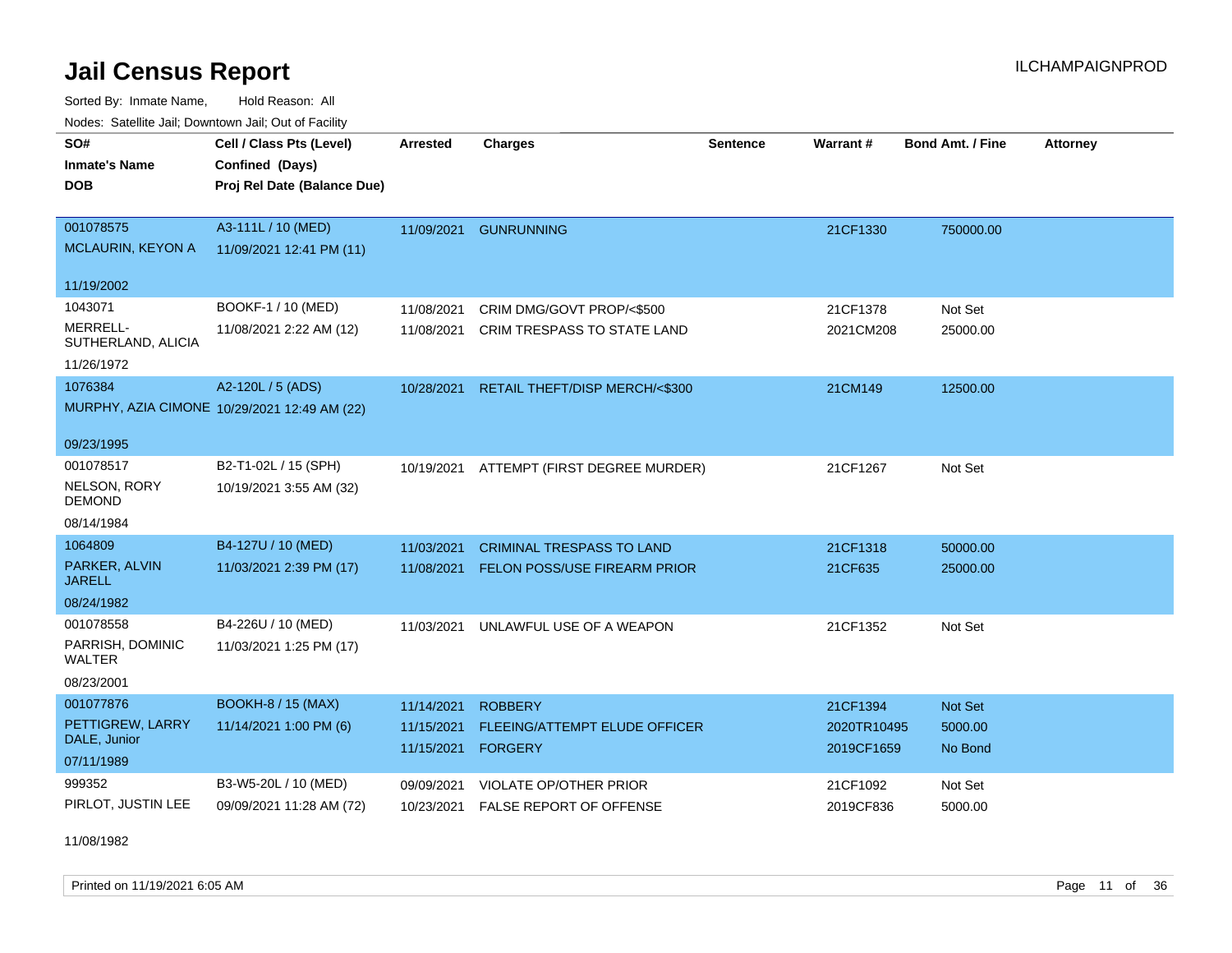# Jail Census Report

ILCHAMPAIGNPROD

Sorted By: Inmate Name, Hold Reason: All

Nodes: Satellite Jail; Downtown Jail; Out of Facility

| SO# / Inmate's Name / DOB | Cell / Class Pts (Level) / Confined (Days) / Proj Rel Date (Balance Due) | Arrested | Charges | Sentence | Warrant # | Bond Amt. / Fine | Attorney |
|---|---|---|---|---|---|---|---|
| 001078575<br>MCLAURIN, KEYON A<br>11/19/2002 | A3-111L / 10 (MED)<br>11/09/2021 12:41 PM (11) | 11/09/2021 | GUNRUNNING | | 21CF1330 | 750000.00 | |
| 1043071<br>MERRELL-SUTHERLAND, ALICIA<br>11/26/1972 | BOOKF-1 / 10 (MED)<br>11/08/2021 2:22 AM (12) | 11/08/2021<br>11/08/2021 | CRIM DMG/GOVT PROP/<$500<br>CRIM TRESPASS TO STATE LAND | | 21CF1378<br>2021CM208 | Not Set<br>25000.00 | |
| 1076384<br>MURPHY, AZIA CIMONE<br>09/23/1995 | A2-120L / 5 (ADS)<br>10/29/2021 12:49 AM (22) | 10/28/2021 | RETAIL THEFT/DISP MERCH/<$300 | | 21CM149 | 12500.00 | |
| 001078517<br>NELSON, RORY DEMOND<br>08/14/1984 | B2-T1-02L / 15 (SPH)<br>10/19/2021 3:55 AM (32) | 10/19/2021 | ATTEMPT (FIRST DEGREE MURDER) | | 21CF1267 | Not Set | |
| 1064809<br>PARKER, ALVIN JARELL<br>08/24/1982 | B4-127U / 10 (MED)<br>11/03/2021 2:39 PM (17) | 11/03/2021<br>11/08/2021 | CRIMINAL TRESPASS TO LAND<br>FELON POSS/USE FIREARM PRIOR | | 21CF1318<br>21CF635 | 50000.00<br>25000.00 | |
| 001078558<br>PARRISH, DOMINIC WALTER<br>08/23/2001 | B4-226U / 10 (MED)<br>11/03/2021 1:25 PM (17) | 11/03/2021 | UNLAWFUL USE OF A WEAPON | | 21CF1352 | Not Set | |
| 001077876<br>PETTIGREW, LARRY DALE, Junior<br>07/11/1989 | BOOKH-8 / 15 (MAX)<br>11/14/2021 1:00 PM (6) | 11/14/2021<br>11/15/2021<br>11/15/2021 | ROBBERY<br>FLEEING/ATTEMPT ELUDE OFFICER<br>FORGERY | | 21CF1394<br>2020TR10495<br>2019CF1659 | Not Set<br>5000.00<br>No Bond | |
| 999352<br>PIRLOT, JUSTIN LEE<br>11/08/1982 | B3-W5-20L / 10 (MED)<br>09/09/2021 11:28 AM (72) | 09/09/2021<br>10/23/2021 | VIOLATE OP/OTHER PRIOR<br>FALSE REPORT OF OFFENSE | | 21CF1092<br>2019CF836 | Not Set<br>5000.00 | |

Printed on 11/19/2021 6:05 AM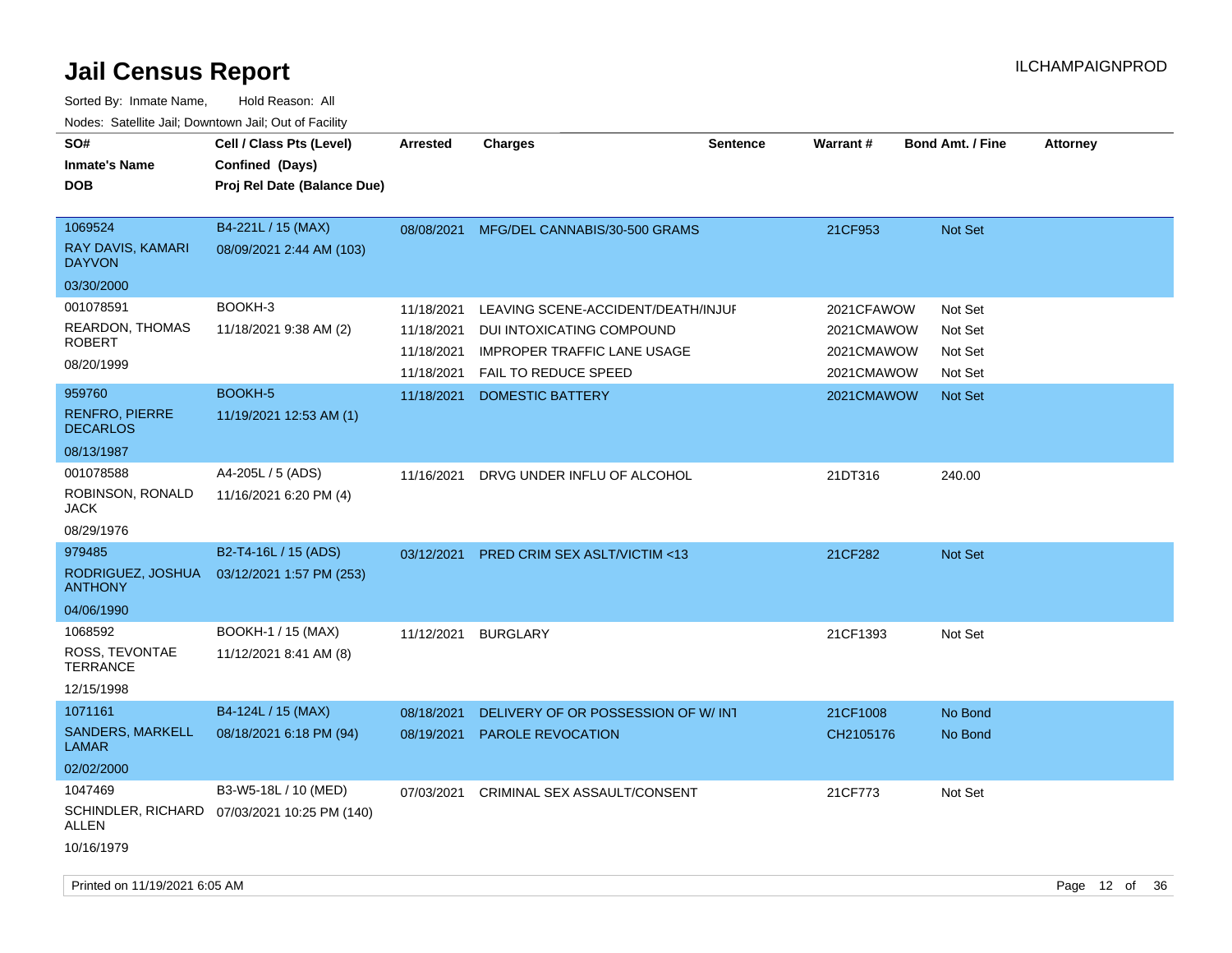# Jail Census Report

ILCHAMPAIGNPROD

Sorted By: Inmate Name, Hold Reason: All

Nodes: Satellite Jail; Downtown Jail; Out of Facility

| SO# / Inmate's Name / DOB | Cell / Class Pts (Level) / Confined (Days) / Proj Rel Date (Balance Due) | Arrested | Charges | Sentence | Warrant # | Bond Amt. / Fine | Attorney |
|---|---|---|---|---|---|---|---|
| 1069524<br>RAY DAVIS, KAMARI DAYVON<br>03/30/2000 | B4-221L / 15 (MAX)<br>08/09/2021 2:44 AM (103) | 08/08/2021 | MFG/DEL CANNABIS/30-500 GRAMS | | 21CF953 | Not Set | |
| 001078591<br>REARDON, THOMAS ROBERT<br>08/20/1999 | BOOKH-3<br>11/18/2021 9:38 AM (2) | 11/18/2021 | LEAVING SCENE-ACCIDENT/DEATH/INJUF | | 2021CFAWOW | Not Set | |
| | | 11/18/2021 | DUI INTOXICATING COMPOUND | | 2021CMAWOW | Not Set | |
| | | 11/18/2021 | IMPROPER TRAFFIC LANE USAGE | | 2021CMAWOW | Not Set | |
| | | 11/18/2021 | FAIL TO REDUCE SPEED | | 2021CMAWOW | Not Set | |
| 959760<br>RENFRO, PIERRE DECARLOS<br>08/13/1987 | BOOKH-5<br>11/19/2021 12:53 AM (1) | 11/18/2021 | DOMESTIC BATTERY | | 2021CMAWOW | Not Set | |
| 001078588<br>ROBINSON, RONALD JACK<br>08/29/1976 | A4-205L / 5 (ADS)<br>11/16/2021 6:20 PM (4) | 11/16/2021 | DRVG UNDER INFLU OF ALCOHOL | | 21DT316 | 240.00 | |
| 979485<br>RODRIGUEZ, JOSHUA ANTHONY<br>04/06/1990 | B2-T4-16L / 15 (ADS)<br>03/12/2021 1:57 PM (253) | 03/12/2021 | PRED CRIM SEX ASLT/VICTIM <13 | | 21CF282 | Not Set | |
| 1068592<br>ROSS, TEVONTAE TERRANCE<br>12/15/1998 | BOOKH-1 / 15 (MAX)<br>11/12/2021 8:41 AM (8) | 11/12/2021 | BURGLARY | | 21CF1393 | Not Set | |
| 1071161<br>SANDERS, MARKELL LAMAR<br>02/02/2000 | B4-124L / 15 (MAX)<br>08/18/2021 6:18 PM (94) | 08/18/2021 | DELIVERY OF OR POSSESSION OF W/ INT | | 21CF1008 | No Bond | |
| | | 08/19/2021 | PAROLE REVOCATION | | CH2105176 | No Bond | |
| 1047469<br>SCHINDLER, RICHARD ALLEN<br>10/16/1979 | B3-W5-18L / 10 (MED)<br>07/03/2021 10:25 PM (140) | 07/03/2021 | CRIMINAL SEX ASSAULT/CONSENT | | 21CF773 | Not Set | |

Printed on 11/19/2021 6:05 AM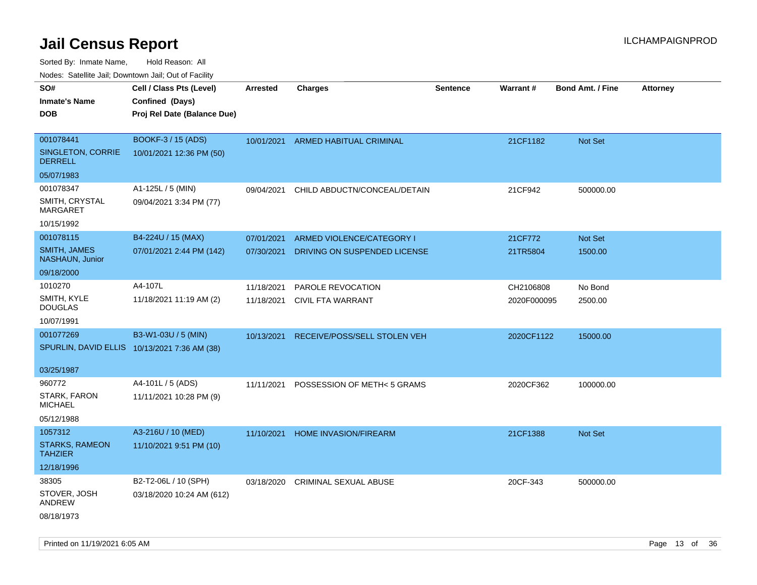# Jail Census Report

ILCHAMPAIGNPROD

Sorted By: Inmate Name, Hold Reason: All

Nodes: Satellite Jail; Downtown Jail; Out of Facility

| SO# / Inmate's Name / DOB | Cell / Class Pts (Level) / Confined (Days) / Proj Rel Date (Balance Due) | Arrested | Charges | Sentence | Warrant # | Bond Amt. / Fine | Attorney |
|---|---|---|---|---|---|---|---|
| 001078441<br>SINGLETON, CORRIE DERRELL<br>05/07/1983 | BOOKF-3 / 15 (ADS)<br>10/01/2021 12:36 PM (50) | 10/01/2021 | ARMED HABITUAL CRIMINAL | | 21CF1182 | Not Set | |
| 001078347<br>SMITH, CRYSTAL MARGARET<br>10/15/1992 | A1-125L / 5 (MIN)<br>09/04/2021 3:34 PM (77) | 09/04/2021 | CHILD ABDUCTN/CONCEAL/DETAIN | | 21CF942 | 500000.00 | |
| 001078115<br>SMITH, JAMES NASHAUN, Junior<br>09/18/2000 | B4-224U / 15 (MAX)<br>07/01/2021 2:44 PM (142) | 07/01/2021<br>07/30/2021 | ARMED VIOLENCE/CATEGORY I<br>DRIVING ON SUSPENDED LICENSE | | 21CF772<br>21TR5804 | Not Set<br>1500.00 | |
| 1010270<br>SMITH, KYLE DOUGLAS<br>10/07/1991 | A4-107L<br>11/18/2021 11:19 AM (2) | 11/18/2021<br>11/18/2021 | PAROLE REVOCATION<br>CIVIL FTA WARRANT | | CH2106808<br>2020F000095 | No Bond<br>2500.00 | |
| 001077269<br>SPURLIN, DAVID ELLIS<br>03/25/1987 | B3-W1-03U / 5 (MIN)<br>10/13/2021 7:36 AM (38) | 10/13/2021 | RECEIVE/POSS/SELL STOLEN VEH | | 2020CF1122 | 15000.00 | |
| 960772<br>STARK, FARON MICHAEL<br>05/12/1988 | A4-101L / 5 (ADS)<br>11/11/2021 10:28 PM (9) | 11/11/2021 | POSSESSION OF METH< 5 GRAMS | | 2020CF362 | 100000.00 | |
| 1057312<br>STARKS, RAMEON TAHZIER<br>12/18/1996 | A3-216U / 10 (MED)<br>11/10/2021 9:51 PM (10) | 11/10/2021 | HOME INVASION/FIREARM | | 21CF1388 | Not Set | |
| 38305<br>STOVER, JOSH ANDREW<br>08/18/1973 | B2-T2-06L / 10 (SPH)<br>03/18/2020 10:24 AM (612) | 03/18/2020 | CRIMINAL SEXUAL ABUSE | | 20CF-343 | 500000.00 | |

Printed on 11/19/2021 6:05 AM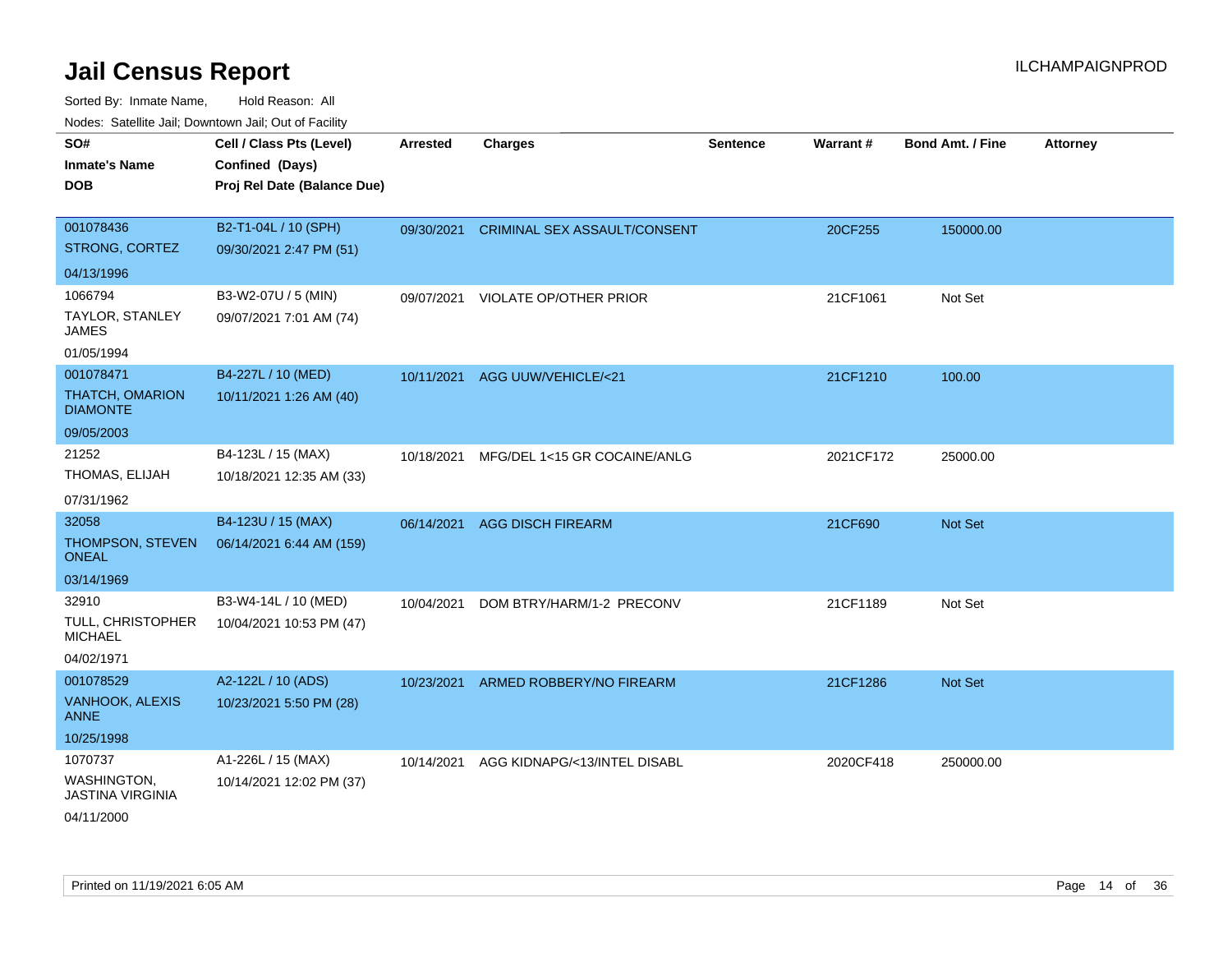# Jail Census Report

ILCHAMPAIGNPROD

Sorted By: Inmate Name, Hold Reason: All

Nodes: Satellite Jail; Downtown Jail; Out of Facility

| SO#<br>Inmate's Name<br>DOB | Cell / Class Pts (Level)<br>Confined (Days)<br>Proj Rel Date (Balance Due) | Arrested | Charges | Sentence | Warrant # | Bond Amt. / Fine | Attorney |
|---|---|---|---|---|---|---|---|
| 001078436<br>STRONG, CORTEZ<br>04/13/1996 | B2-T1-04L / 10 (SPH)<br>09/30/2021 2:47 PM (51) | 09/30/2021 | CRIMINAL SEX ASSAULT/CONSENT | | 20CF255 | 150000.00 | |
| 1066794<br>TAYLOR, STANLEY JAMES<br>01/05/1994 | B3-W2-07U / 5 (MIN)<br>09/07/2021 7:01 AM (74) | 09/07/2021 | VIOLATE OP/OTHER PRIOR | | 21CF1061 | Not Set | |
| 001078471<br>THATCH, OMARION DIAMONTE<br>09/05/2003 | B4-227L / 10 (MED)<br>10/11/2021 1:26 AM (40) | 10/11/2021 | AGG UUW/VEHICLE/<21 | | 21CF1210 | 100.00 | |
| 21252<br>THOMAS, ELIJAH<br>07/31/1962 | B4-123L / 15 (MAX)<br>10/18/2021 12:35 AM (33) | 10/18/2021 | MFG/DEL 1<15 GR COCAINE/ANLG | | 2021CF172 | 25000.00 | |
| 32058<br>THOMPSON, STEVEN ONEAL<br>03/14/1969 | B4-123U / 15 (MAX)<br>06/14/2021 6:44 AM (159) | 06/14/2021 | AGG DISCH FIREARM | | 21CF690 | Not Set | |
| 32910<br>TULL, CHRISTOPHER MICHAEL<br>04/02/1971 | B3-W4-14L / 10 (MED)<br>10/04/2021 10:53 PM (47) | 10/04/2021 | DOM BTRY/HARM/1-2 PRECONV | | 21CF1189 | Not Set | |
| 001078529<br>VANHOOK, ALEXIS ANNE<br>10/25/1998 | A2-122L / 10 (ADS)<br>10/23/2021 5:50 PM (28) | 10/23/2021 | ARMED ROBBERY/NO FIREARM | | 21CF1286 | Not Set | |
| 1070737<br>WASHINGTON, JASTINA VIRGINIA<br>04/11/2000 | A1-226L / 15 (MAX)<br>10/14/2021 12:02 PM (37) | 10/14/2021 | AGG KIDNAPG/<13/INTEL DISABL | | 2020CF418 | 250000.00 | |

Printed on 11/19/2021 6:05 AM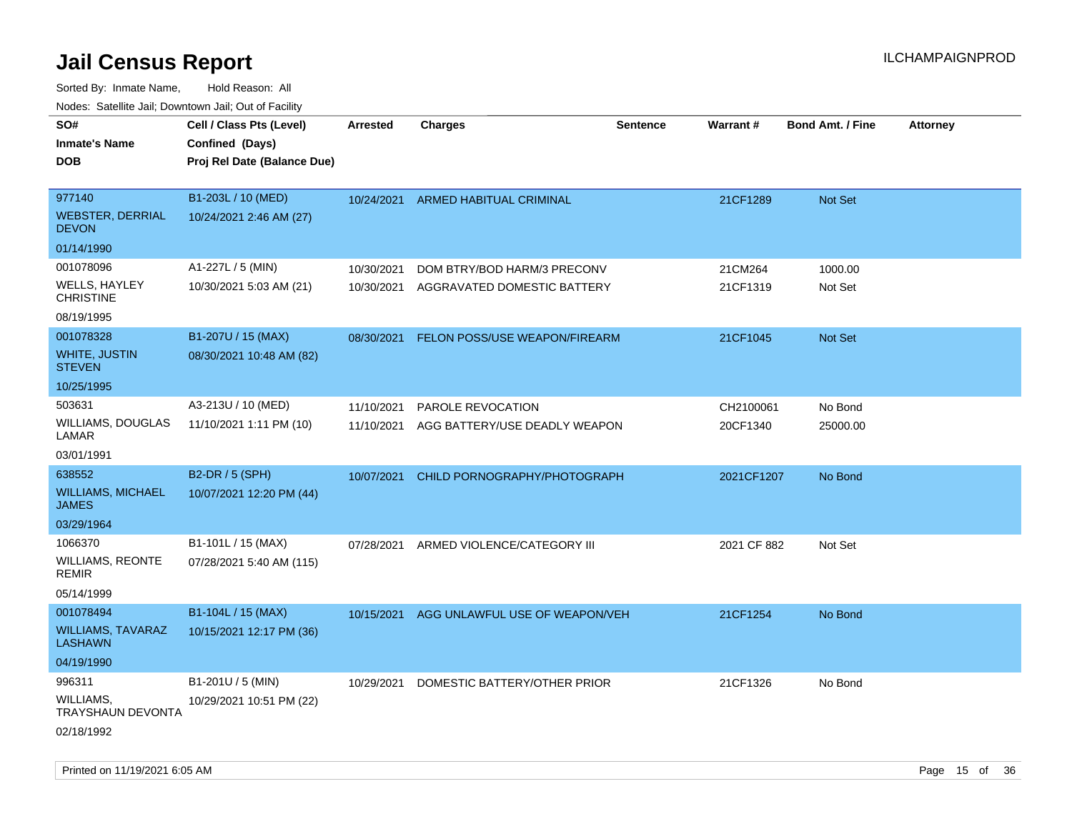# Jail Census Report

Sorted By: Inmate Name, Hold Reason: All

Nodes: Satellite Jail; Downtown Jail; Out of Facility

| SO# / Inmate's Name / DOB | Cell / Class Pts (Level) / Confined (Days) / Proj Rel Date (Balance Due) | Arrested | Charges | Sentence | Warrant # | Bond Amt. / Fine | Attorney |
|---|---|---|---|---|---|---|---|
| 977140<br>WEBSTER, DERRIAL DEVON<br>01/14/1990 | B1-203L / 10 (MED)<br>10/24/2021 2:46 AM (27) | 10/24/2021 | ARMED HABITUAL CRIMINAL | | 21CF1289 | Not Set | |
| 001078096<br>WELLS, HAYLEY CHRISTINE<br>08/19/1995 | A1-227L / 5 (MIN)<br>10/30/2021 5:03 AM (21) | 10/30/2021<br>10/30/2021 | DOM BTRY/BOD HARM/3 PRECONV<br>AGGRAVATED DOMESTIC BATTERY | | 21CM264<br>21CF1319 | 1000.00<br>Not Set | |
| 001078328<br>WHITE, JUSTIN STEVEN<br>10/25/1995 | B1-207U / 15 (MAX)<br>08/30/2021 10:48 AM (82) | 08/30/2021 | FELON POSS/USE WEAPON/FIREARM | | 21CF1045 | Not Set | |
| 503631<br>WILLIAMS, DOUGLAS LAMAR<br>03/01/1991 | A3-213U / 10 (MED)<br>11/10/2021 1:11 PM (10) | 11/10/2021<br>11/10/2021 | PAROLE REVOCATION<br>AGG BATTERY/USE DEADLY WEAPON | | CH2100061<br>20CF1340 | No Bond<br>25000.00 | |
| 638552<br>WILLIAMS, MICHAEL JAMES<br>03/29/1964 | B2-DR / 5 (SPH)<br>10/07/2021 12:20 PM (44) | 10/07/2021 | CHILD PORNOGRAPHY/PHOTOGRAPH | | 2021CF1207 | No Bond | |
| 1066370<br>WILLIAMS, REONTE REMIR<br>05/14/1999 | B1-101L / 15 (MAX)<br>07/28/2021 5:40 AM (115) | 07/28/2021 | ARMED VIOLENCE/CATEGORY III | | 2021 CF 882 | Not Set | |
| 001078494<br>WILLIAMS, TAVARAZ LASHAWN<br>04/19/1990 | B1-104L / 15 (MAX)<br>10/15/2021 12:17 PM (36) | 10/15/2021 | AGG UNLAWFUL USE OF WEAPON/VEH | | 21CF1254 | No Bond | |
| 996311<br>WILLIAMS, TRAYSHAUN DEVONTA<br>02/18/1992 | B1-201U / 5 (MIN)<br>10/29/2021 10:51 PM (22) | 10/29/2021 | DOMESTIC BATTERY/OTHER PRIOR | | 21CF1326 | No Bond | |

Printed on 11/19/2021 6:05 AM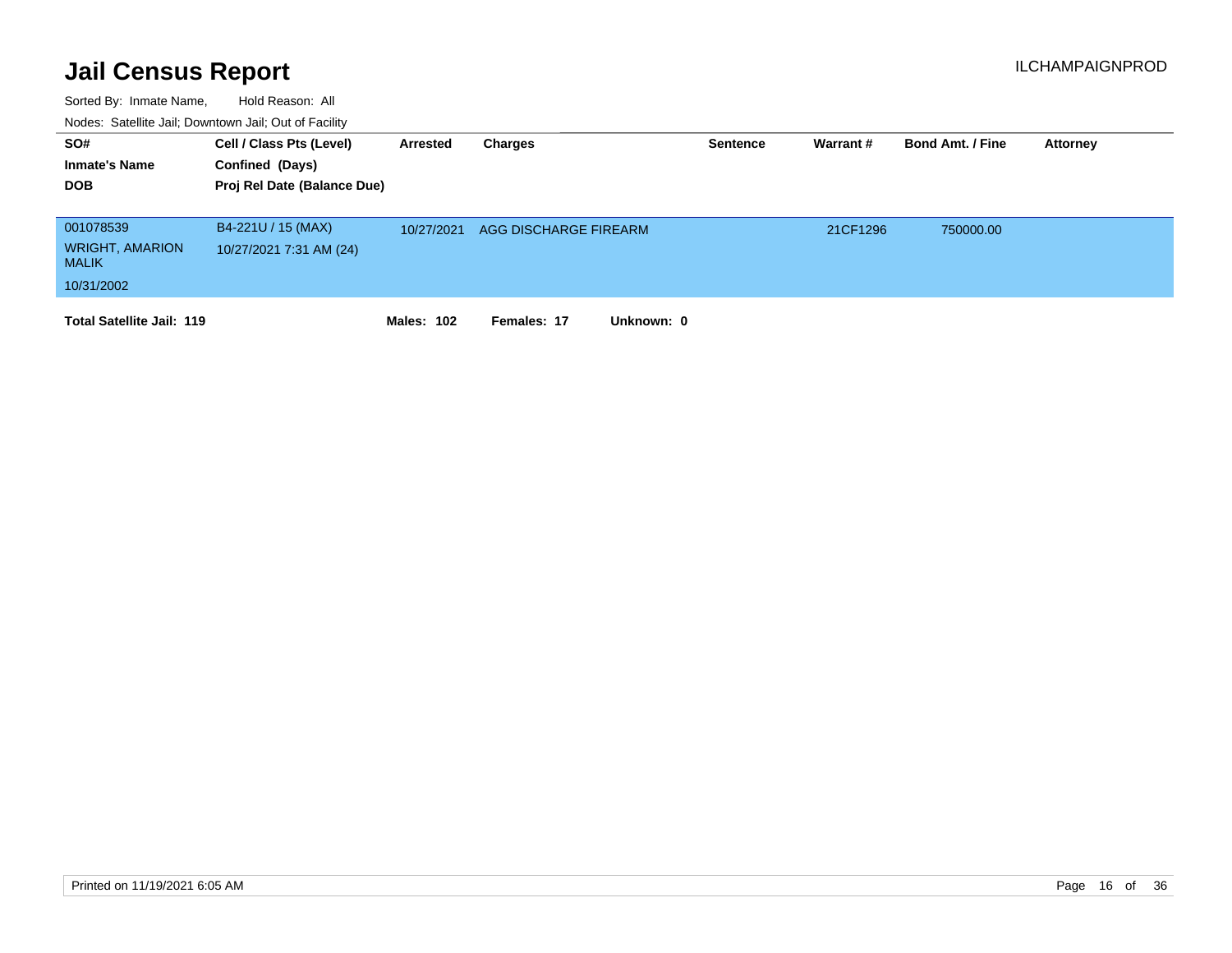# Jail Census Report

ILCHAMPAIGNPROD

Sorted By: Inmate Name, Hold Reason: All

Nodes: Satellite Jail; Downtown Jail; Out of Facility

| SO# / Inmate's Name / DOB | Cell / Class Pts (Level) / Confined (Days) / Proj Rel Date (Balance Due) | Arrested | Charges | Sentence | Warrant # | Bond Amt. / Fine | Attorney |
|---|---|---|---|---|---|---|---|
| 001078539<br>WRIGHT, AMARION MALIK<br>10/31/2002 | B4-221U / 15 (MAX)<br>10/27/2021 7:31 AM (24) | 10/27/2021 | AGG DISCHARGE FIREARM | | 21CF1296 | 750000.00 | |

**Total Satellite Jail: 119** **Males: 102** **Females: 17** **Unknown: 0**

Printed on 11/19/2021 6:05 AM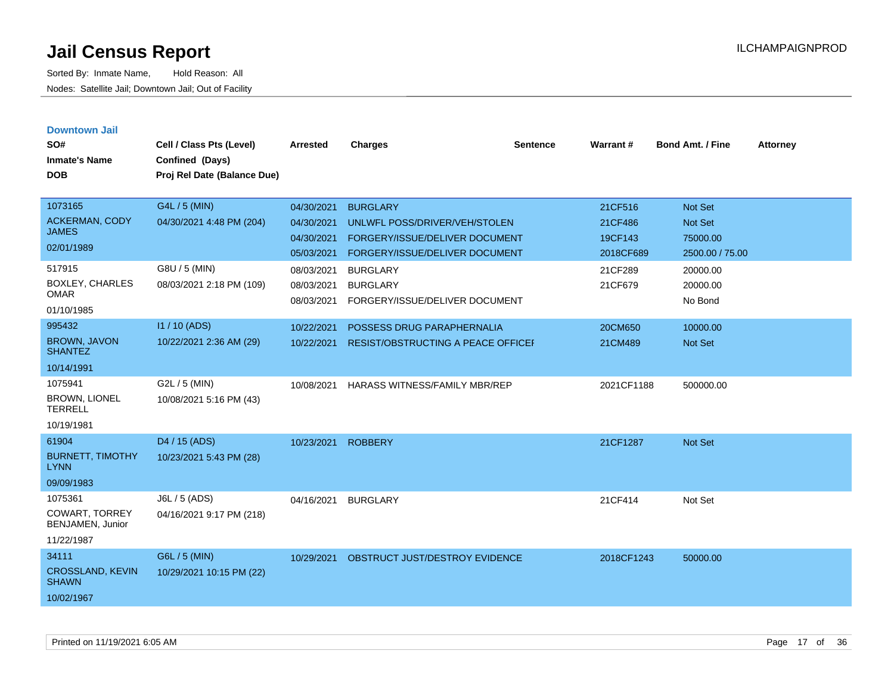# Jail Census Report

Sorted By: Inmate Name, Hold Reason: All

Nodes: Satellite Jail; Downtown Jail; Out of Facility

## Downtown Jail

| SO# / Inmate's Name / DOB | Cell / Class Pts (Level) / Confined (Days) / Proj Rel Date (Balance Due) | Arrested | Charges | Sentence | Warrant # | Bond Amt. / Fine | Attorney |
|---|---|---|---|---|---|---|---|
| 1073165 ACKERMAN, CODY JAMES 02/01/1989 | G4L / 5 (MIN) 04/30/2021 4:48 PM (204) | 04/30/2021 | BURGLARY | | 21CF516 | Not Set | |
| | | 04/30/2021 | UNLWFL POSS/DRIVER/VEH/STOLEN | | 21CF486 | Not Set | |
| | | 04/30/2021 | FORGERY/ISSUE/DELIVER DOCUMENT | | 19CF143 | 75000.00 | |
| | | 05/03/2021 | FORGERY/ISSUE/DELIVER DOCUMENT | | 2018CF689 | 2500.00 / 75.00 | |
| 517915 BOXLEY, CHARLES OMAR 01/10/1985 | G8U / 5 (MIN) 08/03/2021 2:18 PM (109) | 08/03/2021 | BURGLARY | | 21CF289 | 20000.00 | |
| | | 08/03/2021 | BURGLARY | | 21CF679 | 20000.00 | |
| | | 08/03/2021 | FORGERY/ISSUE/DELIVER DOCUMENT | | | No Bond | |
| 995432 BROWN, JAVON SHANTEZ 10/14/1991 | I1 / 10 (ADS) 10/22/2021 2:36 AM (29) | 10/22/2021 | POSSESS DRUG PARAPHERNALIA | | 20CM650 | 10000.00 | |
| | | 10/22/2021 | RESIST/OBSTRUCTING A PEACE OFFICEI | | 21CM489 | Not Set | |
| 1075941 BROWN, LIONEL TERRELL 10/19/1981 | G2L / 5 (MIN) 10/08/2021 5:16 PM (43) | 10/08/2021 | HARASS WITNESS/FAMILY MBR/REP | | 2021CF1188 | 500000.00 | |
| 61904 BURNETT, TIMOTHY LYNN 09/09/1983 | D4 / 15 (ADS) 10/23/2021 5:43 PM (28) | 10/23/2021 | ROBBERY | | 21CF1287 | Not Set | |
| 1075361 COWART, TORREY BENJAMEN, Junior 11/22/1987 | J6L / 5 (ADS) 04/16/2021 9:17 PM (218) | 04/16/2021 | BURGLARY | | 21CF414 | Not Set | |
| 34111 CROSSLAND, KEVIN SHAWN 10/02/1967 | G6L / 5 (MIN) 10/29/2021 10:15 PM (22) | 10/29/2021 | OBSTRUCT JUST/DESTROY EVIDENCE | | 2018CF1243 | 50000.00 | |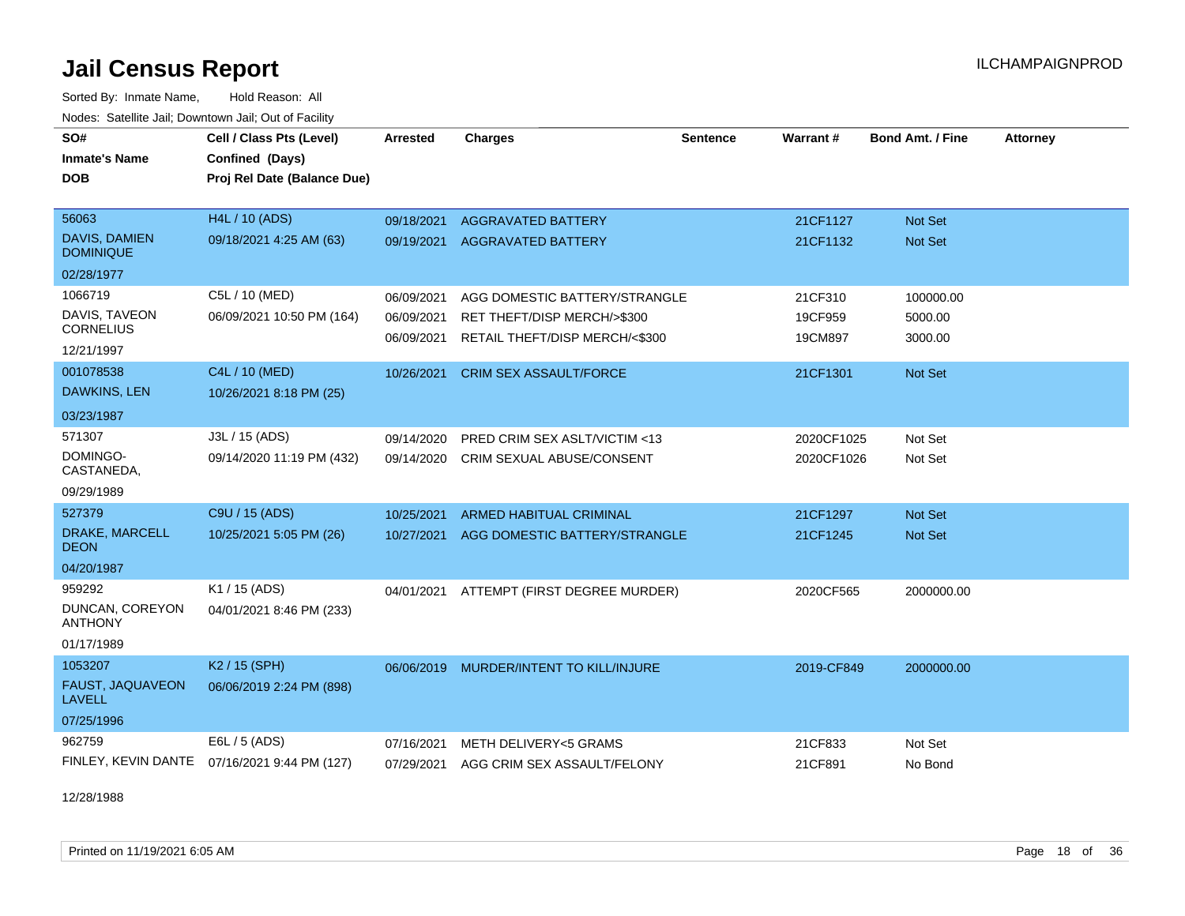# Jail Census Report

ILCHAMPAIGNPROD

Sorted By: Inmate Name, Hold Reason: All

Nodes: Satellite Jail; Downtown Jail; Out of Facility

| SO# / Inmate's Name / DOB | Cell / Class Pts (Level) / Confined (Days) / Proj Rel Date (Balance Due) | Arrested | Charges | Sentence | Warrant # | Bond Amt. / Fine | Attorney |
|---|---|---|---|---|---|---|---|
| 56063<br>DAVIS, DAMIEN DOMINIQUE<br>02/28/1977 | H4L / 10 (ADS)<br>09/18/2021 4:25 AM (63) | 09/18/2021<br>09/19/2021 | AGGRAVATED BATTERY<br>AGGRAVATED BATTERY | | 21CF1127<br>21CF1132 | Not Set<br>Not Set | |
| 1066719<br>DAVIS, TAVEON CORNELIUS<br>12/21/1997 | C5L / 10 (MED)<br>06/09/2021 10:50 PM (164) | 06/09/2021<br>06/09/2021<br>06/09/2021 | AGG DOMESTIC BATTERY/STRANGLE<br>RET THEFT/DISP MERCH/>$300<br>RETAIL THEFT/DISP MERCH/<$300 | | 21CF310<br>19CF959<br>19CM897 | 100000.00<br>5000.00<br>3000.00 | |
| 001078538<br>DAWKINS, LEN<br>03/23/1987 | C4L / 10 (MED)<br>10/26/2021 8:18 PM (25) | 10/26/2021 | CRIM SEX ASSAULT/FORCE | | 21CF1301 | Not Set | |
| 571307<br>DOMINGO-CASTANEDA,<br>09/29/1989 | J3L / 15 (ADS)<br>09/14/2020 11:19 PM (432) | 09/14/2020<br>09/14/2020 | PRED CRIM SEX ASLT/VICTIM <13<br>CRIM SEXUAL ABUSE/CONSENT | | 2020CF1025<br>2020CF1026 | Not Set<br>Not Set | |
| 527379<br>DRAKE, MARCELL DEON<br>04/20/1987 | C9U / 15 (ADS)<br>10/25/2021 5:05 PM (26) | 10/25/2021<br>10/27/2021 | ARMED HABITUAL CRIMINAL<br>AGG DOMESTIC BATTERY/STRANGLE | | 21CF1297<br>21CF1245 | Not Set<br>Not Set | |
| 959292<br>DUNCAN, COREYON ANTHONY<br>01/17/1989 | K1 / 15 (ADS)<br>04/01/2021 8:46 PM (233) | 04/01/2021 | ATTEMPT (FIRST DEGREE MURDER) | | 2020CF565 | 2000000.00 | |
| 1053207<br>FAUST, JAQUAVEON LAVELL<br>07/25/1996 | K2 / 15 (SPH)<br>06/06/2019 2:24 PM (898) | 06/06/2019 | MURDER/INTENT TO KILL/INJURE | | 2019-CF849 | 2000000.00 | |
| 962759<br>FINLEY, KEVIN DANTE<br>12/28/1988 | E6L / 5 (ADS)<br>07/16/2021 9:44 PM (127) | 07/16/2021<br>07/29/2021 | METH DELIVERY<5 GRAMS<br>AGG CRIM SEX ASSAULT/FELONY | | 21CF833<br>21CF891 | Not Set<br>No Bond | |

Printed on 11/19/2021 6:05 AM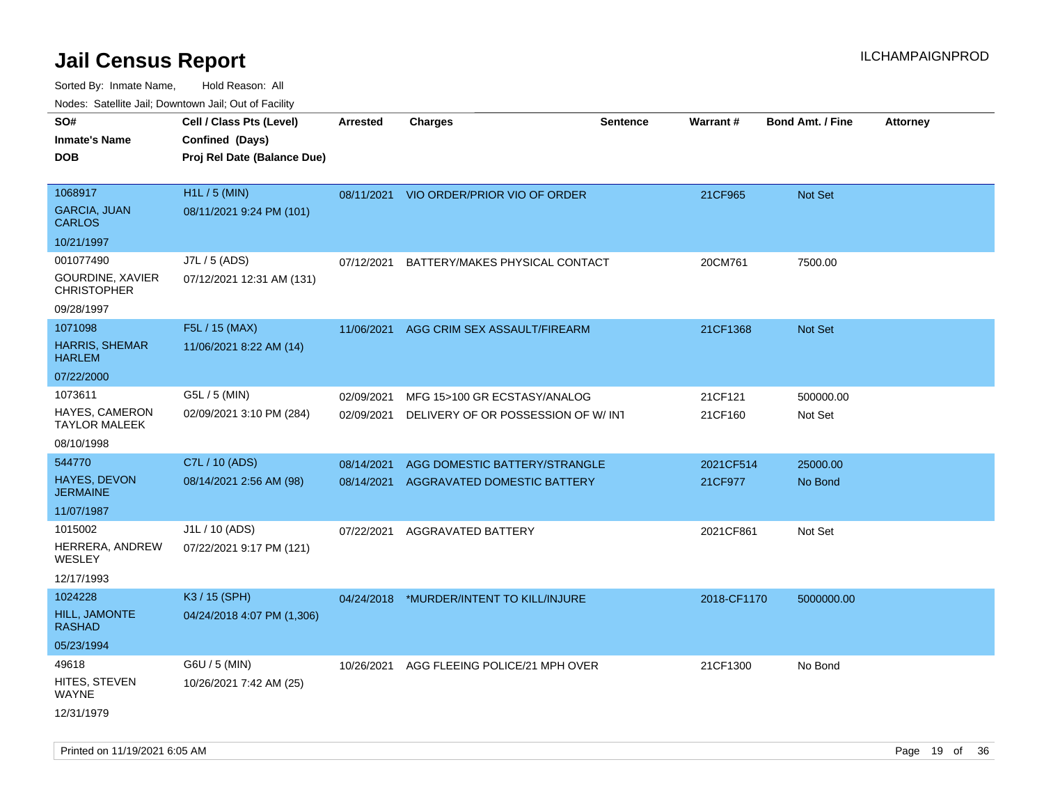# Jail Census Report

ILCHAMPAIGNPROD

Sorted By: Inmate Name, Hold Reason: All

Nodes: Satellite Jail; Downtown Jail; Out of Facility

| SO# / Inmate's Name / DOB | Cell / Class Pts (Level) / Confined (Days) / Proj Rel Date (Balance Due) | Arrested | Charges | Sentence | Warrant # | Bond Amt. / Fine | Attorney |
|---|---|---|---|---|---|---|---|
| 1068917<br>GARCIA, JUAN CARLOS<br>10/21/1997 | H1L / 5 (MIN)<br>08/11/2021 9:24 PM (101) | 08/11/2021 | VIO ORDER/PRIOR VIO OF ORDER | | 21CF965 | Not Set | |
| 001077490<br>GOURDINE, XAVIER CHRISTOPHER<br>09/28/1997 | J7L / 5 (ADS)<br>07/12/2021 12:31 AM (131) | 07/12/2021 | BATTERY/MAKES PHYSICAL CONTACT | | 20CM761 | 7500.00 | |
| 1071098<br>HARRIS, SHEMAR HARLEM<br>07/22/2000 | F5L / 15 (MAX)<br>11/06/2021 8:22 AM (14) | 11/06/2021 | AGG CRIM SEX ASSAULT/FIREARM | | 21CF1368 | Not Set | |
| 1073611<br>HAYES, CAMERON TAYLOR MALEEK<br>08/10/1998 | G5L / 5 (MIN)<br>02/09/2021 3:10 PM (284) | 02/09/2021<br>02/09/2021 | MFG 15>100 GR ECSTASY/ANALOG<br>DELIVERY OF OR POSSESSION OF W/ INT | | 21CF121<br>21CF160 | 500000.00<br>Not Set | |
| 544770<br>HAYES, DEVON JERMAINE<br>11/07/1987 | C7L / 10 (ADS)<br>08/14/2021 2:56 AM (98) | 08/14/2021<br>08/14/2021 | AGG DOMESTIC BATTERY/STRANGLE<br>AGGRAVATED DOMESTIC BATTERY | | 2021CF514<br>21CF977 | 25000.00<br>No Bond | |
| 1015002<br>HERRERA, ANDREW WESLEY<br>12/17/1993 | J1L / 10 (ADS)<br>07/22/2021 9:17 PM (121) | 07/22/2021 | AGGRAVATED BATTERY | | 2021CF861 | Not Set | |
| 1024228<br>HILL, JAMONTE RASHAD<br>05/23/1994 | K3 / 15 (SPH)<br>04/24/2018 4:07 PM (1,306) | 04/24/2018 | *MURDER/INTENT TO KILL/INJURE | | 2018-CF1170 | 5000000.00 | |
| 49618<br>HITES, STEVEN WAYNE<br>12/31/1979 | G6U / 5 (MIN)<br>10/26/2021 7:42 AM (25) | 10/26/2021 | AGG FLEEING POLICE/21 MPH OVER | | 21CF1300 | No Bond | |

Printed on 11/19/2021 6:05 AM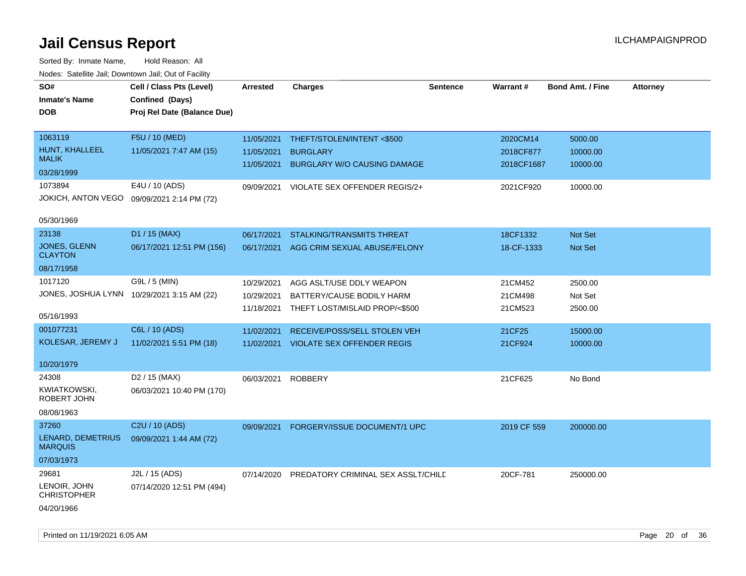# Jail Census Report

ILCHAMPAIGNPROD

Sorted By: Inmate Name, Hold Reason: All

Nodes: Satellite Jail; Downtown Jail; Out of Facility

| SO# / Inmate's Name / DOB | Cell / Class Pts (Level) / Confined (Days) / Proj Rel Date (Balance Due) | Arrested | Charges | Sentence | Warrant # | Bond Amt. / Fine | Attorney |
|---|---|---|---|---|---|---|---|
| 1063119<br>HUNT, KHALLEEL MALIK<br>03/28/1999 | F5U / 10 (MED)<br>11/05/2021 7:47 AM (15) | 11/05/2021<br>11/05/2021<br>11/05/2021 | THEFT/STOLEN/INTENT <$500<br>BURGLARY<br>BURGLARY W/O CAUSING DAMAGE | | 2020CM14<br>2018CF877<br>2018CF1687 | 5000.00<br>10000.00<br>10000.00 | |
| 1073894<br>JOKICH, ANTON VEGO<br>05/30/1969 | E4U / 10 (ADS)<br>09/09/2021 2:14 PM (72) | 09/09/2021 | VIOLATE SEX OFFENDER REGIS/2+ | | 2021CF920 | 10000.00 | |
| 23138<br>JONES, GLENN CLAYTON<br>08/17/1958 | D1 / 15 (MAX)<br>06/17/2021 12:51 PM (156) | 06/17/2021<br>06/17/2021 | STALKING/TRANSMITS THREAT<br>AGG CRIM SEXUAL ABUSE/FELONY | | 18CF1332<br>18-CF-1333 | Not Set<br>Not Set | |
| 1017120<br>JONES, JOSHUA LYNN<br>05/16/1993 | G9L / 5 (MIN)<br>10/29/2021 3:15 AM (22) | 10/29/2021<br>10/29/2021<br>11/18/2021 | AGG ASLT/USE DDLY WEAPON<br>BATTERY/CAUSE BODILY HARM<br>THEFT LOST/MISLAID PROP/<$500 | | 21CM452<br>21CM498<br>21CM523 | 2500.00<br>Not Set<br>2500.00 | |
| 001077231<br>KOLESAR, JEREMY J<br>10/20/1979 | C6L / 10 (ADS)<br>11/02/2021 5:51 PM (18) | 11/02/2021<br>11/02/2021 | RECEIVE/POSS/SELL STOLEN VEH<br>VIOLATE SEX OFFENDER REGIS | | 21CF25<br>21CF924 | 15000.00<br>10000.00 | |
| 24308<br>KWIATKOWSKI, ROBERT JOHN<br>08/08/1963 | D2 / 15 (MAX)<br>06/03/2021 10:40 PM (170) | 06/03/2021 | ROBBERY | | 21CF625 | No Bond | |
| 37260<br>LENARD, DEMETRIUS MARQUIS<br>07/03/1973 | C2U / 10 (ADS)<br>09/09/2021 1:44 AM (72) | 09/09/2021 | FORGERY/ISSUE DOCUMENT/1 UPC | | 2019 CF 559 | 200000.00 | |
| 29681<br>LENOIR, JOHN CHRISTOPHER<br>04/20/1966 | J2L / 15 (ADS)<br>07/14/2020 12:51 PM (494) | 07/14/2020 | PREDATORY CRIMINAL SEX ASSLT/CHILD | | 20CF-781 | 250000.00 | |

Printed on 11/19/2021 6:05 AM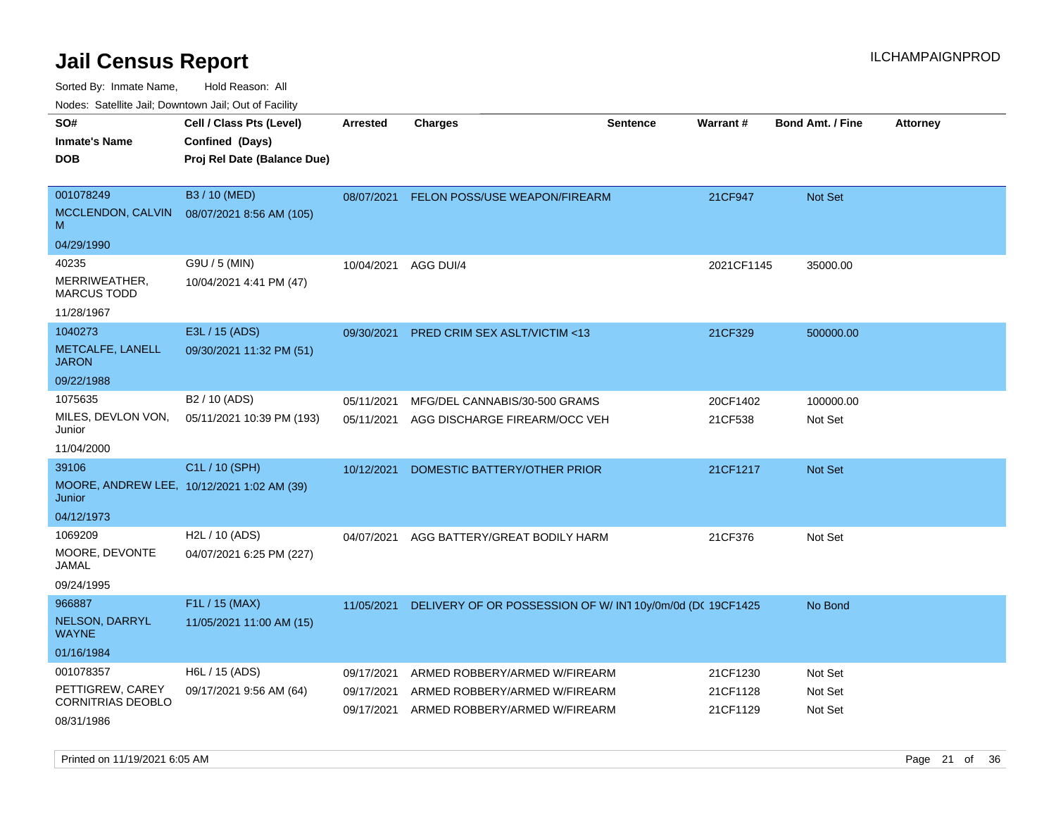# Jail Census Report

ILCHAMPAIGNPROD

Sorted By: Inmate Name, Hold Reason: All

Nodes: Satellite Jail; Downtown Jail; Out of Facility

| SO# / Inmate's Name / DOB | Cell / Class Pts (Level) / Confined (Days) / Proj Rel Date (Balance Due) | Arrested | Charges | Sentence | Warrant # | Bond Amt. / Fine | Attorney |
|---|---|---|---|---|---|---|---|
| 001078249<br>MCCLENDON, CALVIN M<br>04/29/1990 | B3 / 10 (MED)<br>08/07/2021 8:56 AM (105) | 08/07/2021 | FELON POSS/USE WEAPON/FIREARM | | 21CF947 | Not Set | |
| 40235<br>MERRIWEATHER, MARCUS TODD<br>11/28/1967 | G9U / 5 (MIN)<br>10/04/2021 4:41 PM (47) | 10/04/2021 | AGG DUI/4 | | 2021CF1145 | 35000.00 | |
| 1040273<br>METCALFE, LANELL JARON<br>09/22/1988 | E3L / 15 (ADS)<br>09/30/2021 11:32 PM (51) | 09/30/2021 | PRED CRIM SEX ASLT/VICTIM <13 | | 21CF329 | 500000.00 | |
| 1075635<br>MILES, DEVLON VON, Junior<br>11/04/2000 | B2 / 10 (ADS)<br>05/11/2021 10:39 PM (193) | 05/11/2021 | MFG/DEL CANNABIS/30-500 GRAMS | | 20CF1402 | 100000.00 | |
| | | 05/11/2021 | AGG DISCHARGE FIREARM/OCC VEH | | 21CF538 | Not Set | |
| 39106<br>MOORE, ANDREW LEE, Junior<br>04/12/1973 | C1L / 10 (SPH)<br>10/12/2021 1:02 AM (39) | 10/12/2021 | DOMESTIC BATTERY/OTHER PRIOR | | 21CF1217 | Not Set | |
| 1069209<br>MOORE, DEVONTE JAMAL<br>09/24/1995 | H2L / 10 (ADS)<br>04/07/2021 6:25 PM (227) | 04/07/2021 | AGG BATTERY/GREAT BODILY HARM | | 21CF376 | Not Set | |
| 966887<br>NELSON, DARRYL WAYNE<br>01/16/1984 | F1L / 15 (MAX)<br>11/05/2021 11:00 AM (15) | 11/05/2021 | DELIVERY OF OR POSSESSION OF W/ INT | 10y/0m/0d (DC | 19CF1425 | No Bond | |
| 001078357<br>PETTIGREW, CAREY CORNITRIAS DEOBLO<br>08/31/1986 | H6L / 15 (ADS)<br>09/17/2021 9:56 AM (64) | 09/17/2021 | ARMED ROBBERY/ARMED W/FIREARM | | 21CF1230 | Not Set | |
| | | 09/17/2021 | ARMED ROBBERY/ARMED W/FIREARM | | 21CF1128 | Not Set | |
| | | 09/17/2021 | ARMED ROBBERY/ARMED W/FIREARM | | 21CF1129 | Not Set | |

Printed on 11/19/2021 6:05 AM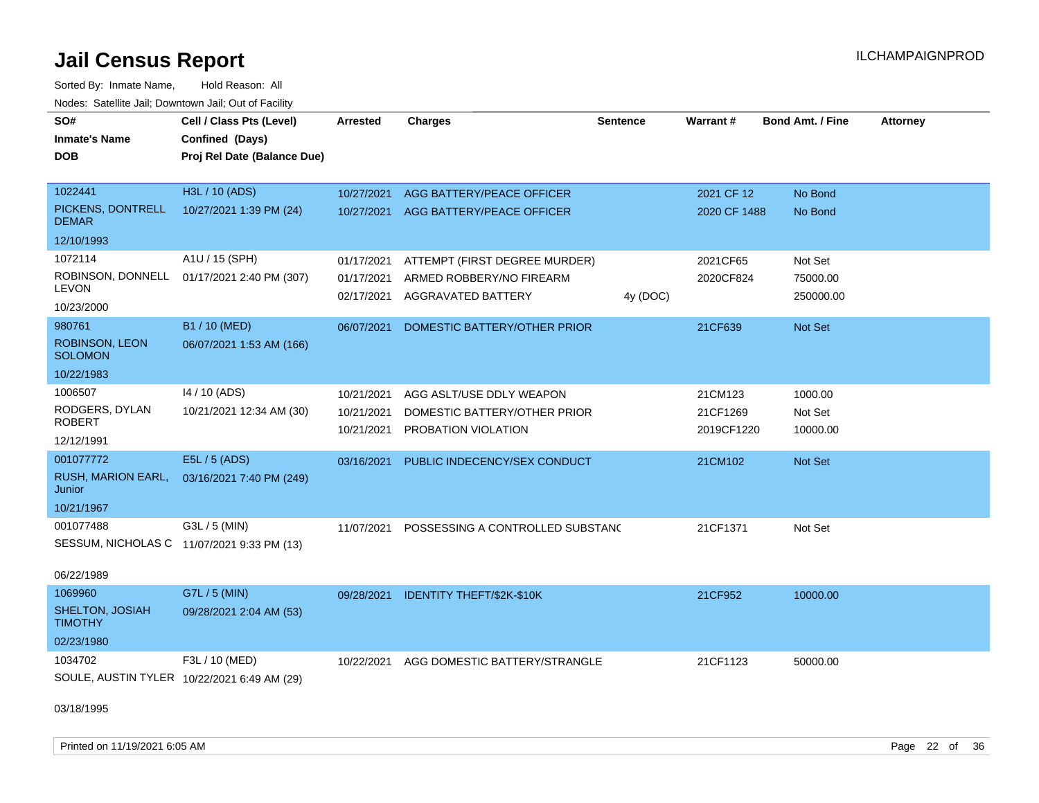# Jail Census Report

Sorted By: Inmate Name, Hold Reason: All

Nodes: Satellite Jail; Downtown Jail; Out of Facility

| SO# / Inmate's Name / DOB | Cell / Class Pts (Level) / Confined (Days) / Proj Rel Date (Balance Due) | Arrested | Charges | Sentence | Warrant # | Bond Amt. / Fine | Attorney |
|---|---|---|---|---|---|---|---|
| 1022441<br>PICKENS, DONTRELL DEMAR<br>12/10/1993 | H3L / 10 (ADS)<br>10/27/2021 1:39 PM (24) | 10/27/2021<br>10/27/2021 | AGG BATTERY/PEACE OFFICER<br>AGG BATTERY/PEACE OFFICER | | 2021 CF 12<br>2020 CF 1488 | No Bond<br>No Bond | |
| 1072114<br>ROBINSON, DONNELL LEVON<br>10/23/2000 | A1U / 15 (SPH)<br>01/17/2021 2:40 PM (307) | 01/17/2021<br>01/17/2021<br>02/17/2021 | ATTEMPT (FIRST DEGREE MURDER)<br>ARMED ROBBERY/NO FIREARM<br>AGGRAVATED BATTERY | <br><br>4y (DOC) | 2021CF65<br>2020CF824 | Not Set<br>75000.00<br>250000.00 | |
| 980761<br>ROBINSON, LEON SOLOMON<br>10/22/1983 | B1 / 10 (MED)<br>06/07/2021 1:53 AM (166) | 06/07/2021 | DOMESTIC BATTERY/OTHER PRIOR | | 21CF639 | Not Set | |
| 1006507<br>RODGERS, DYLAN ROBERT<br>12/12/1991 | I4 / 10 (ADS)<br>10/21/2021 12:34 AM (30) | 10/21/2021<br>10/21/2021<br>10/21/2021 | AGG ASLT/USE DDLY WEAPON<br>DOMESTIC BATTERY/OTHER PRIOR<br>PROBATION VIOLATION | | 21CM123<br>21CF1269<br>2019CF1220 | 1000.00<br>Not Set<br>10000.00 | |
| 001077772<br>RUSH, MARION EARL, Junior<br>10/21/1967 | E5L / 5 (ADS)<br>03/16/2021 7:40 PM (249) | 03/16/2021 | PUBLIC INDECENCY/SEX CONDUCT | | 21CM102 | Not Set | |
| 001077488<br>SESSUM, NICHOLAS C<br>06/22/1989 | G3L / 5 (MIN)<br>11/07/2021 9:33 PM (13) | 11/07/2021 | POSSESSING A CONTROLLED SUBSTANC | | 21CF1371 | Not Set | |
| 1069960<br>SHELTON, JOSIAH TIMOTHY<br>02/23/1980 | G7L / 5 (MIN)<br>09/28/2021 2:04 AM (53) | 09/28/2021 | IDENTITY THEFT/$2K-$10K | | 21CF952 | 10000.00 | |
| 1034702<br>SOULE, AUSTIN TYLER<br>03/18/1995 | F3L / 10 (MED)<br>10/22/2021 6:49 AM (29) | 10/22/2021 | AGG DOMESTIC BATTERY/STRANGLE | | 21CF1123 | 50000.00 | |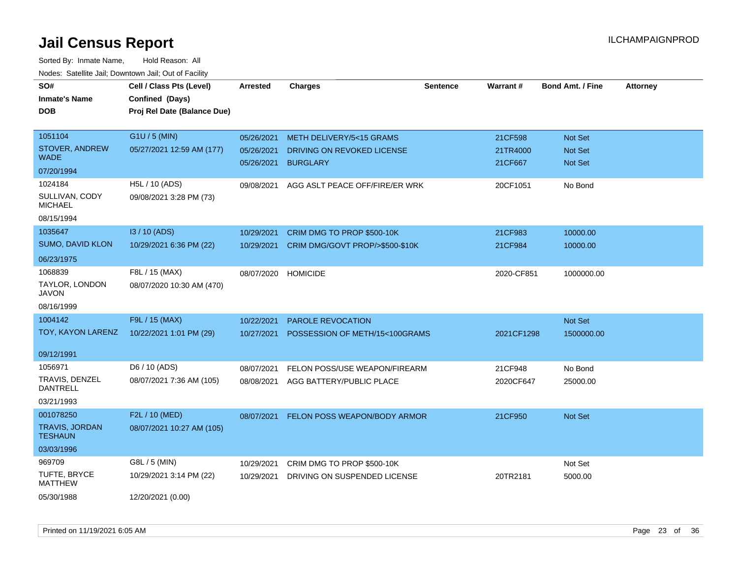# Jail Census Report

Sorted By: Inmate Name, Hold Reason: All

Nodes: Satellite Jail; Downtown Jail; Out of Facility

| SO# / Inmate's Name / DOB | Cell / Class Pts (Level) / Confined (Days) / Proj Rel Date (Balance Due) | Arrested | Charges | Sentence | Warrant # | Bond Amt. / Fine | Attorney |
|---|---|---|---|---|---|---|---|
| 1051104<br>STOVER, ANDREW WADE<br>07/20/1994 | G1U / 5 (MIN)<br>05/27/2021 12:59 AM (177) | 05/26/2021<br>05/26/2021<br>05/26/2021 | METH DELIVERY/5<15 GRAMS<br>DRIVING ON REVOKED LICENSE<br>BURGLARY | | 21CF598<br>21TR4000<br>21CF667 | Not Set<br>Not Set<br>Not Set | |
| 1024184<br>SULLIVAN, CODY MICHAEL<br>08/15/1994 | H5L / 10 (ADS)<br>09/08/2021 3:28 PM (73) | 09/08/2021 | AGG ASLT PEACE OFF/FIRE/ER WRK | | 20CF1051 | No Bond | |
| 1035647<br>SUMO, DAVID KLON<br>06/23/1975 | I3 / 10 (ADS)<br>10/29/2021 6:36 PM (22) | 10/29/2021<br>10/29/2021 | CRIM DMG TO PROP $500-10K<br>CRIM DMG/GOVT PROP/>$500-$10K | | 21CF983<br>21CF984 | 10000.00<br>10000.00 | |
| 1068839<br>TAYLOR, LONDON JAVON<br>08/16/1999 | F8L / 15 (MAX)<br>08/07/2020 10:30 AM (470) | 08/07/2020 | HOMICIDE | | 2020-CF851 | 1000000.00 | |
| 1004142<br>TOY, KAYON LARENZ<br>09/12/1991 | F9L / 15 (MAX)<br>10/22/2021 1:01 PM (29) | 10/22/2021<br>10/27/2021 | PAROLE REVOCATION<br>POSSESSION OF METH/15<100GRAMS | | <br>2021CF1298 | Not Set<br>1500000.00 | |
| 1056971<br>TRAVIS, DENZEL DANTRELL<br>03/21/1993 | D6 / 10 (ADS)<br>08/07/2021 7:36 AM (105) | 08/07/2021<br>08/08/2021 | FELON POSS/USE WEAPON/FIREARM<br>AGG BATTERY/PUBLIC PLACE | | 21CF948<br>2020CF647 | No Bond<br>25000.00 | |
| 001078250<br>TRAVIS, JORDAN TESHAUN<br>03/03/1996 | F2L / 10 (MED)<br>08/07/2021 10:27 AM (105) | 08/07/2021 | FELON POSS WEAPON/BODY ARMOR | | 21CF950 | Not Set | |
| 969709<br>TUFTE, BRYCE MATTHEW<br>05/30/1988 | G8L / 5 (MIN)<br>10/29/2021 3:14 PM (22)<br>12/20/2021 (0.00) | 10/29/2021<br>10/29/2021 | CRIM DMG TO PROP $500-10K<br>DRIVING ON SUSPENDED LICENSE | | <br>20TR2181 | Not Set<br>5000.00 | |

Printed on 11/19/2021 6:05 AM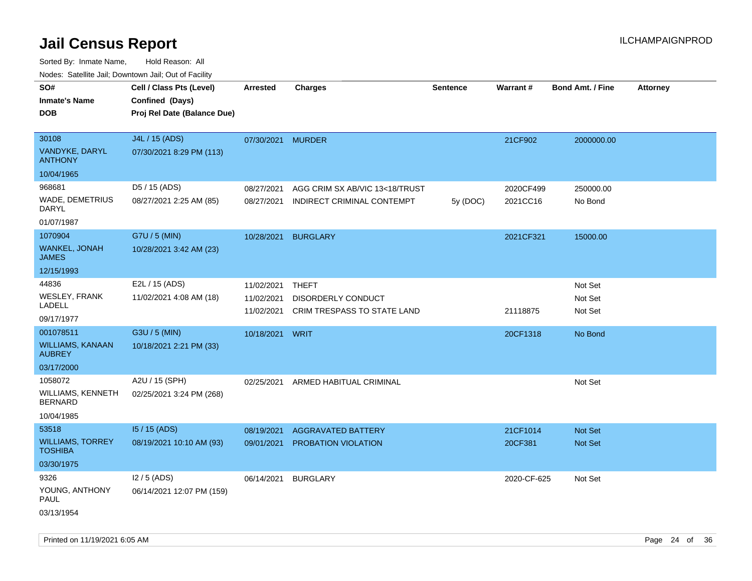# Jail Census Report

ILCHAMPAIGNPROD

Sorted By: Inmate Name, Hold Reason: All

Nodes: Satellite Jail; Downtown Jail; Out of Facility

| SO# / Inmate's Name / DOB | Cell / Class Pts (Level) / Confined (Days) / Proj Rel Date (Balance Due) | Arrested | Charges | Sentence | Warrant # | Bond Amt. / Fine | Attorney |
|---|---|---|---|---|---|---|---|
| 30108<br>VANDYKE, DARYL ANTHONY<br>10/04/1965 | J4L / 15 (ADS)<br>07/30/2021 8:29 PM (113) | 07/30/2021 | MURDER | | 21CF902 | 2000000.00 | |
| 968681<br>WADE, DEMETRIUS DARYL<br>01/07/1987 | D5 / 15 (ADS)<br>08/27/2021 2:25 AM (85) | 08/27/2021 | AGG CRIM SX AB/VIC 13<18/TRUST | | 2020CF499 | 250000.00 | |
| | | 08/27/2021 | INDIRECT CRIMINAL CONTEMPT | 5y (DOC) | 2021CC16 | No Bond | |
| 1070904<br>WANKEL, JONAH JAMES<br>12/15/1993 | G7U / 5 (MIN)<br>10/28/2021 3:42 AM (23) | 10/28/2021 | BURGLARY | | 2021CF321 | 15000.00 | |
| 44836<br>WESLEY, FRANK LADELL<br>09/17/1977 | E2L / 15 (ADS)<br>11/02/2021 4:08 AM (18) | 11/02/2021 | THEFT | | | Not Set | |
| | | 11/02/2021 | DISORDERLY CONDUCT | | | Not Set | |
| | | 11/02/2021 | CRIM TRESPASS TO STATE LAND | | 21118875 | Not Set | |
| 001078511<br>WILLIAMS, KANAAN AUBREY<br>03/17/2000 | G3U / 5 (MIN)<br>10/18/2021 2:21 PM (33) | 10/18/2021 | WRIT | | 20CF1318 | No Bond | |
| 1058072<br>WILLIAMS, KENNETH BERNARD<br>10/04/1985 | A2U / 15 (SPH)<br>02/25/2021 3:24 PM (268) | 02/25/2021 | ARMED HABITUAL CRIMINAL | | | Not Set | |
| 53518<br>WILLIAMS, TORREY TOSHIBA<br>03/30/1975 | I5 / 15 (ADS)<br>08/19/2021 10:10 AM (93) | 08/19/2021 | AGGRAVATED BATTERY | | 21CF1014 | Not Set | |
| | | 09/01/2021 | PROBATION VIOLATION | | 20CF381 | Not Set | |
| 9326<br>YOUNG, ANTHONY PAUL<br>03/13/1954 | I2 / 5 (ADS)<br>06/14/2021 12:07 PM (159) | 06/14/2021 | BURGLARY | | 2020-CF-625 | Not Set | |

Printed on 11/19/2021 6:05 AM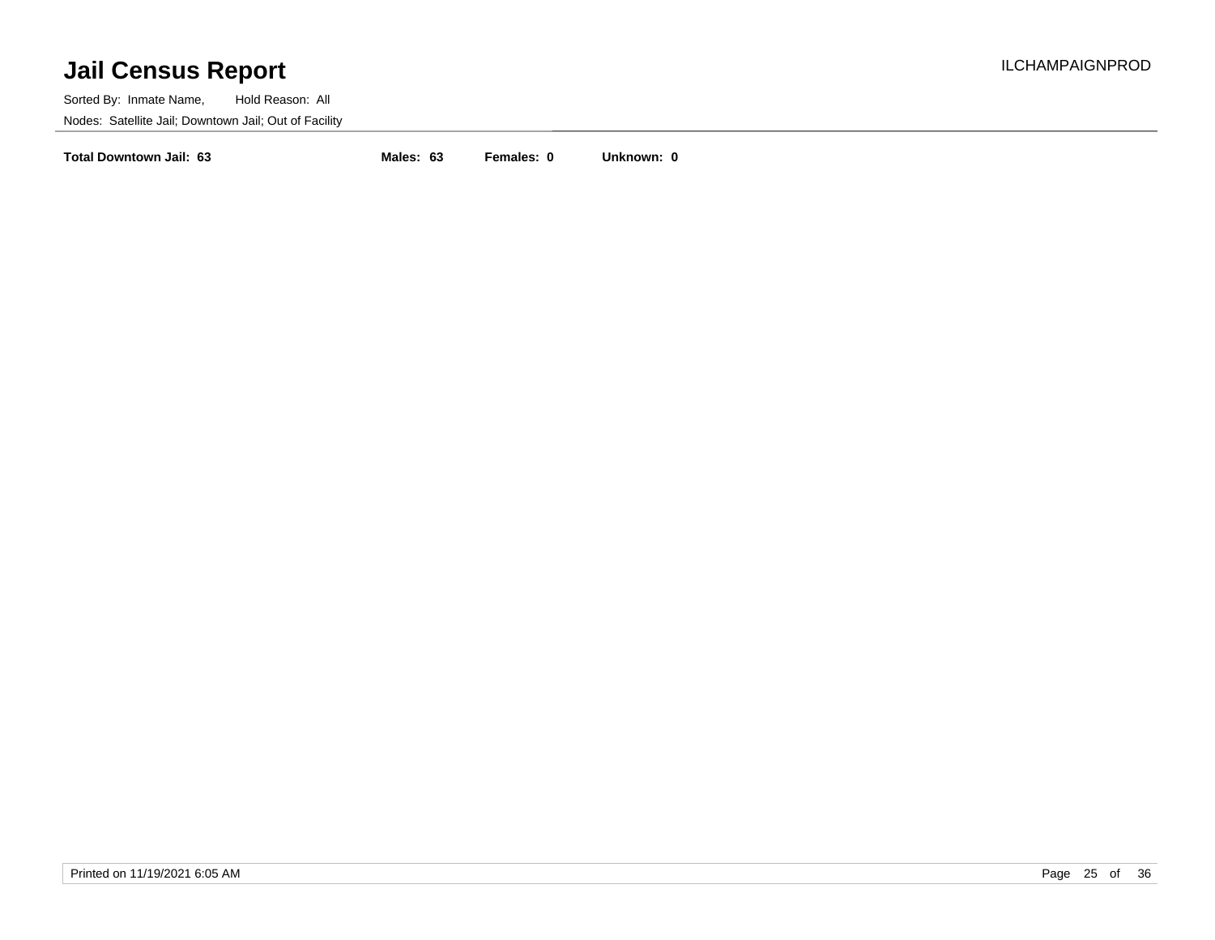# Jail Census Report

ILCHAMPAIGNPROD

Sorted By: Inmate Name, Hold Reason: All

Nodes: Satellite Jail; Downtown Jail; Out of Facility

**Total Downtown Jail: 63** **Males: 63** **Females: 0** **Unknown: 0**

Printed on 11/19/2021 6:05 AM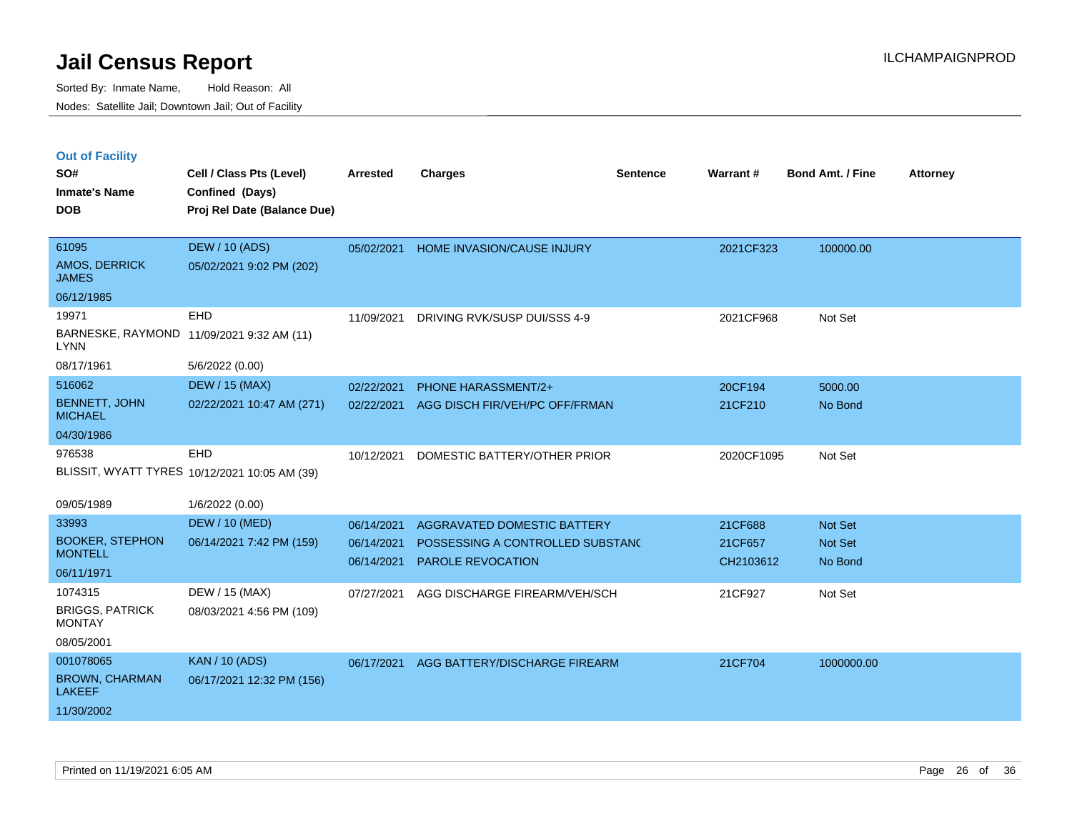# Jail Census Report

Sorted By: Inmate Name, Hold Reason: All

Nodes: Satellite Jail; Downtown Jail; Out of Facility

ILCHAMPAIGNPROD

## Out of Facility

| SO# / Inmate's Name / DOB | Cell / Class Pts (Level) / Confined (Days) / Proj Rel Date (Balance Due) | Arrested | Charges | Sentence | Warrant # | Bond Amt. / Fine | Attorney |
|---|---|---|---|---|---|---|---|
| 61095<br>AMOS, DERRICK JAMES<br>06/12/1985 | DEW / 10 (ADS)<br>05/02/2021 9:02 PM (202) | 05/02/2021 | HOME INVASION/CAUSE INJURY | | 2021CF323 | 100000.00 | |
| 19971<br>BARNESKE, RAYMOND LYNN<br>08/17/1961 | EHD<br>11/09/2021 9:32 AM (11)<br>5/6/2022 (0.00) | 11/09/2021 | DRIVING RVK/SUSP DUI/SSS 4-9 | | 2021CF968 | Not Set | |
| 516062<br>BENNETT, JOHN MICHAEL<br>04/30/1986 | DEW / 15 (MAX)<br>02/22/2021 10:47 AM (271) | 02/22/2021<br>02/22/2021 | PHONE HARASSMENT/2+<br>AGG DISCH FIR/VEH/PC OFF/FRMAN | | 20CF194<br>21CF210 | 5000.00<br>No Bond | |
| 976538<br>BLISSIT, WYATT TYRES<br>09/05/1989 | EHD<br>10/12/2021 10:05 AM (39)<br>1/6/2022 (0.00) | 10/12/2021 | DOMESTIC BATTERY/OTHER PRIOR | | 2020CF1095 | Not Set | |
| 33993<br>BOOKER, STEPHON MONTELL<br>06/11/1971 | DEW / 10 (MED)<br>06/14/2021 7:42 PM (159) | 06/14/2021<br>06/14/2021<br>06/14/2021 | AGGRAVATED DOMESTIC BATTERY<br>POSSESSING A CONTROLLED SUBSTANC<br>PAROLE REVOCATION | | 21CF688<br>21CF657<br>CH2103612 | Not Set<br>Not Set<br>No Bond | |
| 1074315<br>BRIGGS, PATRICK MONTAY<br>08/05/2001 | DEW / 15 (MAX)<br>08/03/2021 4:56 PM (109) | 07/27/2021 | AGG DISCHARGE FIREARM/VEH/SCH | | 21CF927 | Not Set | |
| 001078065<br>BROWN, CHARMAN LAKEEF<br>11/30/2002 | KAN / 10 (ADS)<br>06/17/2021 12:32 PM (156) | 06/17/2021 | AGG BATTERY/DISCHARGE FIREARM | | 21CF704 | 1000000.00 | |

Printed on 11/19/2021 6:05 AM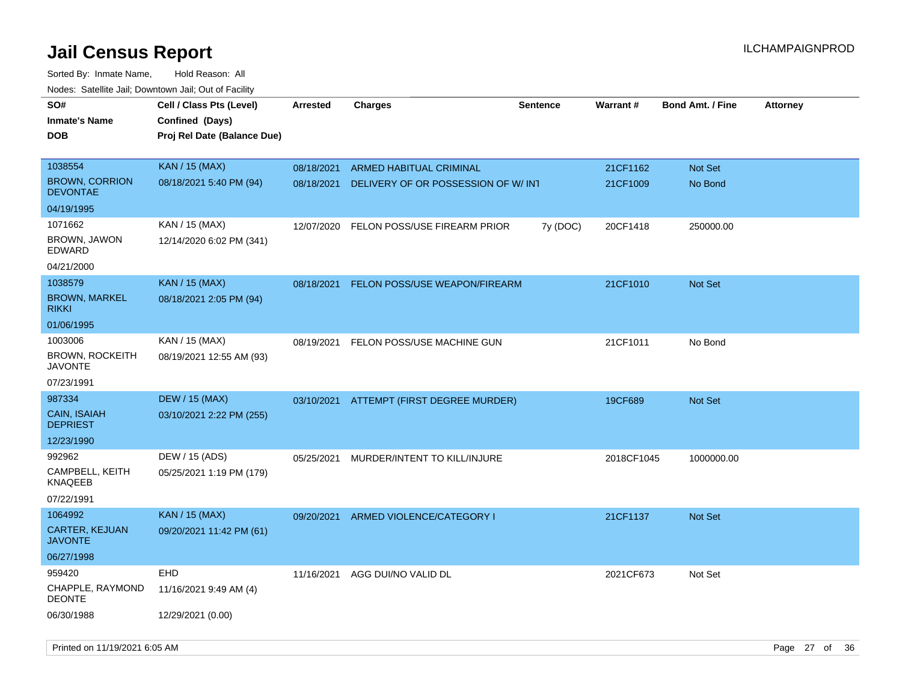# Jail Census Report

Sorted By: Inmate Name, Hold Reason: All

Nodes: Satellite Jail; Downtown Jail; Out of Facility

| SO# / Inmate's Name / DOB | Cell / Class Pts (Level) / Confined (Days) / Proj Rel Date (Balance Due) | Arrested | Charges | Sentence | Warrant # | Bond Amt. / Fine | Attorney |
|---|---|---|---|---|---|---|---|
| 1038554<br>BROWN, CORRION DEVONTAE<br>04/19/1995 | KAN / 15 (MAX)<br>08/18/2021 5:40 PM (94) | 08/18/2021 | ARMED HABITUAL CRIMINAL | | 21CF1162 | Not Set | |
| | | 08/18/2021 | DELIVERY OF OR POSSESSION OF W/ INT | | 21CF1009 | No Bond | |
| 1071662<br>BROWN, JAWON EDWARD<br>04/21/2000 | KAN / 15 (MAX)<br>12/14/2020 6:02 PM (341) | 12/07/2020 | FELON POSS/USE FIREARM PRIOR | 7y (DOC) | 20CF1418 | 250000.00 | |
| 1038579<br>BROWN, MARKEL RIKKI<br>01/06/1995 | KAN / 15 (MAX)<br>08/18/2021 2:05 PM (94) | 08/18/2021 | FELON POSS/USE WEAPON/FIREARM | | 21CF1010 | Not Set | |
| 1003006<br>BROWN, ROCKEITH JAVONTE<br>07/23/1991 | KAN / 15 (MAX)<br>08/19/2021 12:55 AM (93) | 08/19/2021 | FELON POSS/USE MACHINE GUN | | 21CF1011 | No Bond | |
| 987334<br>CAIN, ISAIAH DEPRIEST<br>12/23/1990 | DEW / 15 (MAX)<br>03/10/2021 2:22 PM (255) | 03/10/2021 | ATTEMPT (FIRST DEGREE MURDER) | | 19CF689 | Not Set | |
| 992962<br>CAMPBELL, KEITH KNAQEEB<br>07/22/1991 | DEW / 15 (ADS)<br>05/25/2021 1:19 PM (179) | 05/25/2021 | MURDER/INTENT TO KILL/INJURE | | 2018CF1045 | 1000000.00 | |
| 1064992<br>CARTER, KEJUAN JAVONTE<br>06/27/1998 | KAN / 15 (MAX)<br>09/20/2021 11:42 PM (61) | 09/20/2021 | ARMED VIOLENCE/CATEGORY I | | 21CF1137 | Not Set | |
| 959420<br>CHAPPLE, RAYMOND DEONTE<br>06/30/1988 | EHD<br>11/16/2021 9:49 AM (4)<br>12/29/2021 (0.00) | 11/16/2021 | AGG DUI/NO VALID DL | | 2021CF673 | Not Set | |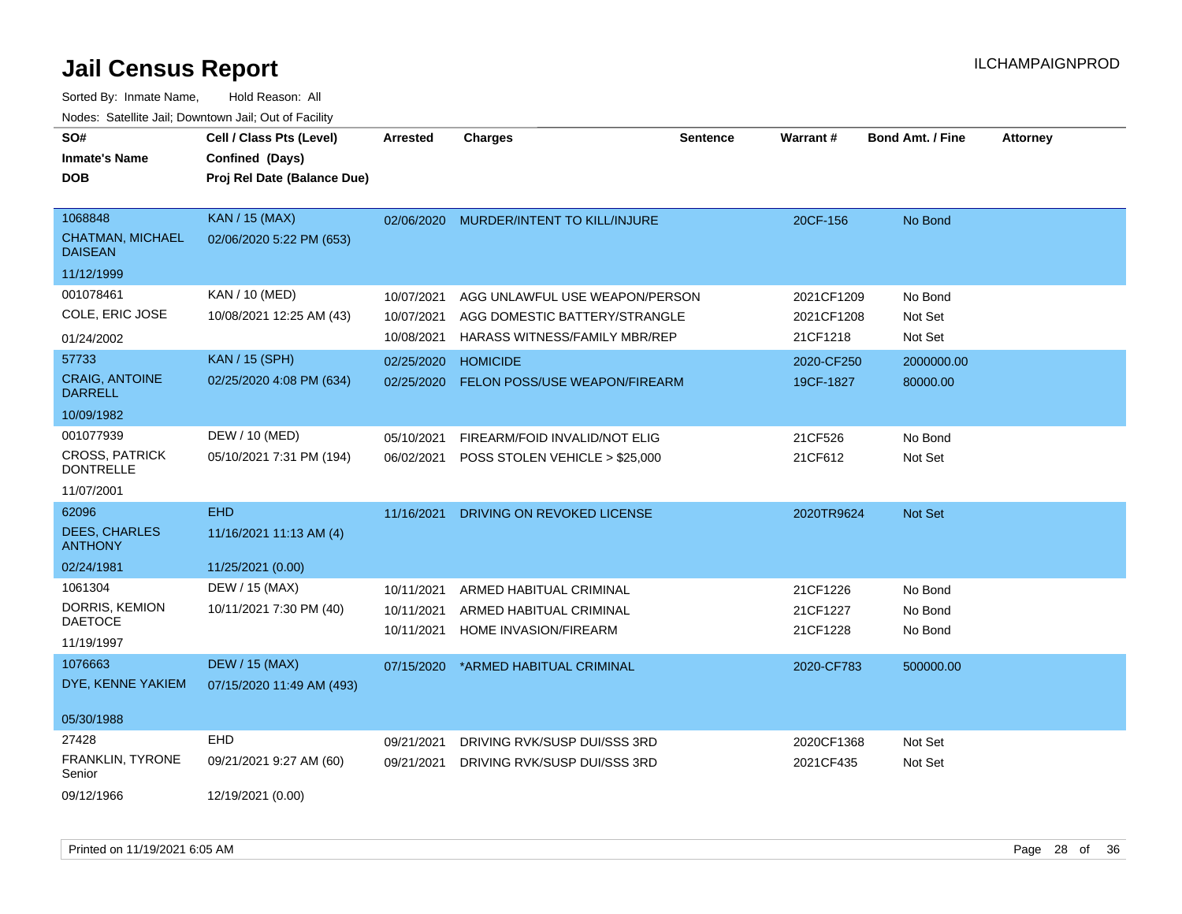# Jail Census Report

ILCHAMPAIGNPROD

Sorted By: Inmate Name, Hold Reason: All

Nodes: Satellite Jail; Downtown Jail; Out of Facility

| SO# / Inmate's Name / DOB | Cell / Class Pts (Level) / Confined (Days) / Proj Rel Date (Balance Due) | Arrested | Charges | Sentence | Warrant # | Bond Amt. / Fine | Attorney |
|---|---|---|---|---|---|---|---|
| 1068848<br>CHATMAN, MICHAEL DAISEAN<br>11/12/1999 | KAN / 15 (MAX)<br>02/06/2020 5:22 PM (653) | 02/06/2020 | MURDER/INTENT TO KILL/INJURE | | 20CF-156 | No Bond | |
| 001078461<br>COLE, ERIC JOSE<br>01/24/2002 | KAN / 10 (MED)<br>10/08/2021 12:25 AM (43) | 10/07/2021<br>10/07/2021<br>10/08/2021 | AGG UNLAWFUL USE WEAPON/PERSON<br>AGG DOMESTIC BATTERY/STRANGLE<br>HARASS WITNESS/FAMILY MBR/REP | | 2021CF1209<br>2021CF1208<br>21CF1218 | No Bond<br>Not Set<br>Not Set | |
| 57733<br>CRAIG, ANTOINE DARRELL<br>10/09/1982 | KAN / 15 (SPH)<br>02/25/2020 4:08 PM (634) | 02/25/2020<br>02/25/2020 | HOMICIDE<br>FELON POSS/USE WEAPON/FIREARM | | 2020-CF250<br>19CF-1827 | 2000000.00<br>80000.00 | |
| 001077939<br>CROSS, PATRICK DONTRELLE<br>11/07/2001 | DEW / 10 (MED)<br>05/10/2021 7:31 PM (194) | 05/10/2021<br>06/02/2021 | FIREARM/FOID INVALID/NOT ELIG<br>POSS STOLEN VEHICLE > $25,000 | | 21CF526<br>21CF612 | No Bond<br>Not Set | |
| 62096<br>DEES, CHARLES ANTHONY<br>02/24/1981 | EHD<br>11/16/2021 11:13 AM (4)<br>11/25/2021 (0.00) | 11/16/2021 | DRIVING ON REVOKED LICENSE | | 2020TR9624 | Not Set | |
| 1061304<br>DORRIS, KEMION DAETOCE<br>11/19/1997 | DEW / 15 (MAX)<br>10/11/2021 7:30 PM (40) | 10/11/2021<br>10/11/2021<br>10/11/2021 | ARMED HABITUAL CRIMINAL<br>ARMED HABITUAL CRIMINAL<br>HOME INVASION/FIREARM | | 21CF1226<br>21CF1227<br>21CF1228 | No Bond<br>No Bond<br>No Bond | |
| 1076663<br>DYE, KENNE YAKIEM<br>05/30/1988 | DEW / 15 (MAX)<br>07/15/2020 11:49 AM (493) | 07/15/2020 | *ARMED HABITUAL CRIMINAL | | 2020-CF783 | 500000.00 | |
| 27428<br>FRANKLIN, TYRONE Senior<br>09/12/1966 | EHD<br>09/21/2021 9:27 AM (60)<br>12/19/2021 (0.00) | 09/21/2021<br>09/21/2021 | DRIVING RVK/SUSP DUI/SSS 3RD<br>DRIVING RVK/SUSP DUI/SSS 3RD | | 2020CF1368<br>2021CF435 | Not Set<br>Not Set | |

Printed on 11/19/2021 6:05 AM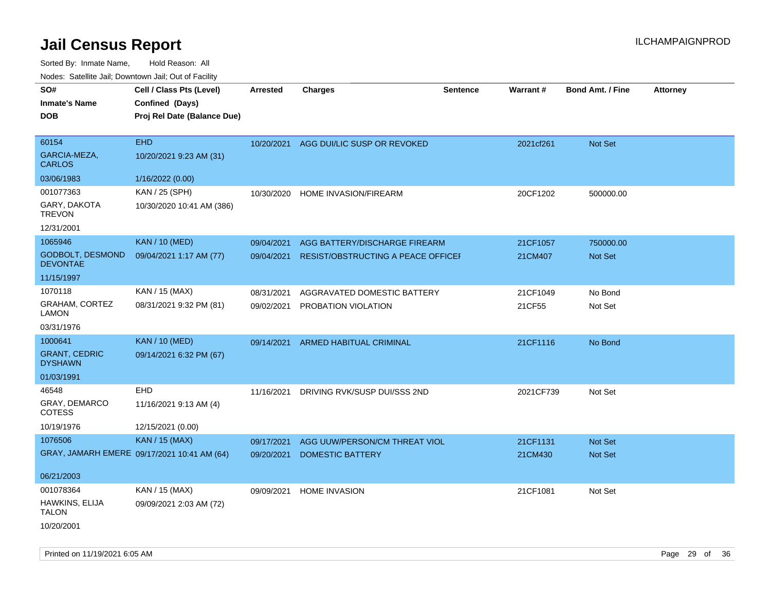# Jail Census Report

ILCHAMPAIGNPROD

Sorted By: Inmate Name, Hold Reason: All

Nodes: Satellite Jail; Downtown Jail; Out of Facility

| SO# / Inmate's Name / DOB | Cell / Class Pts (Level) / Confined (Days) / Proj Rel Date (Balance Due) | Arrested | Charges | Sentence | Warrant # | Bond Amt. / Fine | Attorney |
|---|---|---|---|---|---|---|---|
| 60154<br>GARCIA-MEZA, CARLOS<br>03/06/1983 | EHD<br>10/20/2021 9:23 AM (31)<br>1/16/2022 (0.00) | 10/20/2021 | AGG DUI/LIC SUSP OR REVOKED | | 2021cf261 | Not Set | |
| 001077363<br>GARY, DAKOTA TREVON<br>12/31/2001 | KAN / 25 (SPH)<br>10/30/2020 10:41 AM (386) | 10/30/2020 | HOME INVASION/FIREARM | | 20CF1202 | 500000.00 | |
| 1065946<br>GODBOLT, DESMOND DEVONTAE<br>11/15/1997 | KAN / 10 (MED)<br>09/04/2021 1:17 AM (77) | 09/04/2021 | AGG BATTERY/DISCHARGE FIREARM | | 21CF1057 | 750000.00 | |
| | | 09/04/2021 | RESIST/OBSTRUCTING A PEACE OFFICEI | | 21CM407 | Not Set | |
| 1070118<br>GRAHAM, CORTEZ LAMON<br>03/31/1976 | KAN / 15 (MAX)<br>08/31/2021 9:32 PM (81) | 08/31/2021 | AGGRAVATED DOMESTIC BATTERY | | 21CF1049 | No Bond | |
| | | 09/02/2021 | PROBATION VIOLATION | | 21CF55 | Not Set | |
| 1000641<br>GRANT, CEDRIC DYSHAWN<br>01/03/1991 | KAN / 10 (MED)<br>09/14/2021 6:32 PM (67) | 09/14/2021 | ARMED HABITUAL CRIMINAL | | 21CF1116 | No Bond | |
| 46548<br>GRAY, DEMARCO COTESS<br>10/19/1976 | EHD<br>11/16/2021 9:13 AM (4)<br>12/15/2021 (0.00) | 11/16/2021 | DRIVING RVK/SUSP DUI/SSS 2ND | | 2021CF739 | Not Set | |
| 1076506<br>GRAY, JAMARH EMERE<br>06/21/2003 | KAN / 15 (MAX)<br>09/17/2021 10:41 AM (64) | 09/17/2021 | AGG UUW/PERSON/CM THREAT VIOL | | 21CF1131 | Not Set | |
| | | 09/20/2021 | DOMESTIC BATTERY | | 21CM430 | Not Set | |
| 001078364<br>HAWKINS, ELIJA TALON<br>10/20/2001 | KAN / 15 (MAX)<br>09/09/2021 2:03 AM (72) | 09/09/2021 | HOME INVASION | | 21CF1081 | Not Set | |

Printed on 11/19/2021 6:05 AM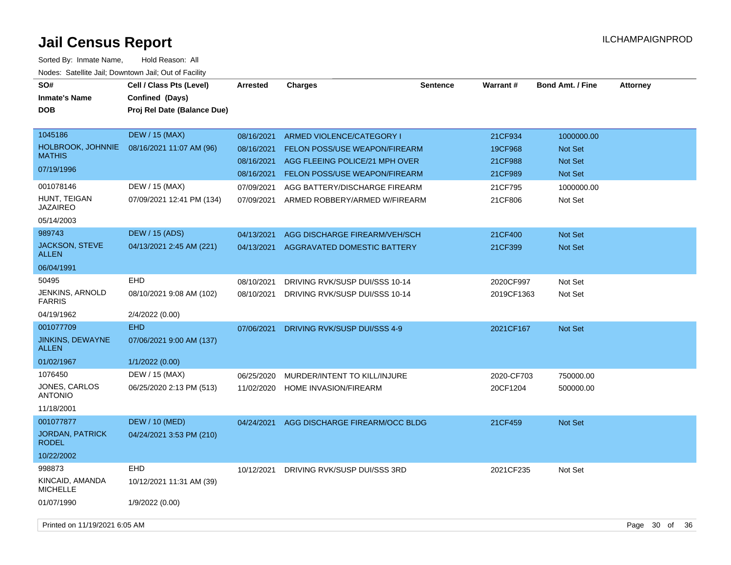# Jail Census Report

Sorted By: Inmate Name, Hold Reason: All

Nodes: Satellite Jail; Downtown Jail; Out of Facility

| SO# / Inmate's Name / DOB | Cell / Class Pts (Level) / Confined (Days) / Proj Rel Date (Balance Due) | Arrested | Charges | Sentence | Warrant # | Bond Amt. / Fine | Attorney |
|---|---|---|---|---|---|---|---|
| 1045186 HOLBROOK, JOHNNIE MATHIS 07/19/1996 | DEW / 15 (MAX) 08/16/2021 11:07 AM (96) | 08/16/2021 | ARMED VIOLENCE/CATEGORY I | | 21CF934 | 1000000.00 | |
| | | 08/16/2021 | FELON POSS/USE WEAPON/FIREARM | | 19CF968 | Not Set | |
| | | 08/16/2021 | AGG FLEEING POLICE/21 MPH OVER | | 21CF988 | Not Set | |
| | | 08/16/2021 | FELON POSS/USE WEAPON/FIREARM | | 21CF989 | Not Set | |
| 001078146 HUNT, TEIGAN JAZAIREO 05/14/2003 | DEW / 15 (MAX) 07/09/2021 12:41 PM (134) | 07/09/2021 | AGG BATTERY/DISCHARGE FIREARM | | 21CF795 | 1000000.00 | |
| | | 07/09/2021 | ARMED ROBBERY/ARMED W/FIREARM | | 21CF806 | Not Set | |
| 989743 JACKSON, STEVE ALLEN 06/04/1991 | DEW / 15 (ADS) 04/13/2021 2:45 AM (221) | 04/13/2021 | AGG DISCHARGE FIREARM/VEH/SCH | | 21CF400 | Not Set | |
| | | 04/13/2021 | AGGRAVATED DOMESTIC BATTERY | | 21CF399 | Not Set | |
| 50495 JENKINS, ARNOLD FARRIS 04/19/1962 | EHD 08/10/2021 9:08 AM (102) 2/4/2022 (0.00) | 08/10/2021 | DRIVING RVK/SUSP DUI/SSS 10-14 | | 2020CF997 | Not Set | |
| | | 08/10/2021 | DRIVING RVK/SUSP DUI/SSS 10-14 | | 2019CF1363 | Not Set | |
| 001077709 JINKINS, DEWAYNE ALLEN 01/02/1967 | EHD 07/06/2021 9:00 AM (137) 1/1/2022 (0.00) | 07/06/2021 | DRIVING RVK/SUSP DUI/SSS 4-9 | | 2021CF167 | Not Set | |
| 1076450 JONES, CARLOS ANTONIO 11/18/2001 | DEW / 15 (MAX) 06/25/2020 2:13 PM (513) | 06/25/2020 | MURDER/INTENT TO KILL/INJURE | | 2020-CF703 | 750000.00 | |
| | | 11/02/2020 | HOME INVASION/FIREARM | | 20CF1204 | 500000.00 | |
| 001077877 JORDAN, PATRICK RODEL 10/22/2002 | DEW / 10 (MED) 04/24/2021 3:53 PM (210) | 04/24/2021 | AGG DISCHARGE FIREARM/OCC BLDG | | 21CF459 | Not Set | |
| 998873 KINCAID, AMANDA MICHELLE 01/07/1990 | EHD 10/12/2021 11:31 AM (39) 1/9/2022 (0.00) | 10/12/2021 | DRIVING RVK/SUSP DUI/SSS 3RD | | 2021CF235 | Not Set | |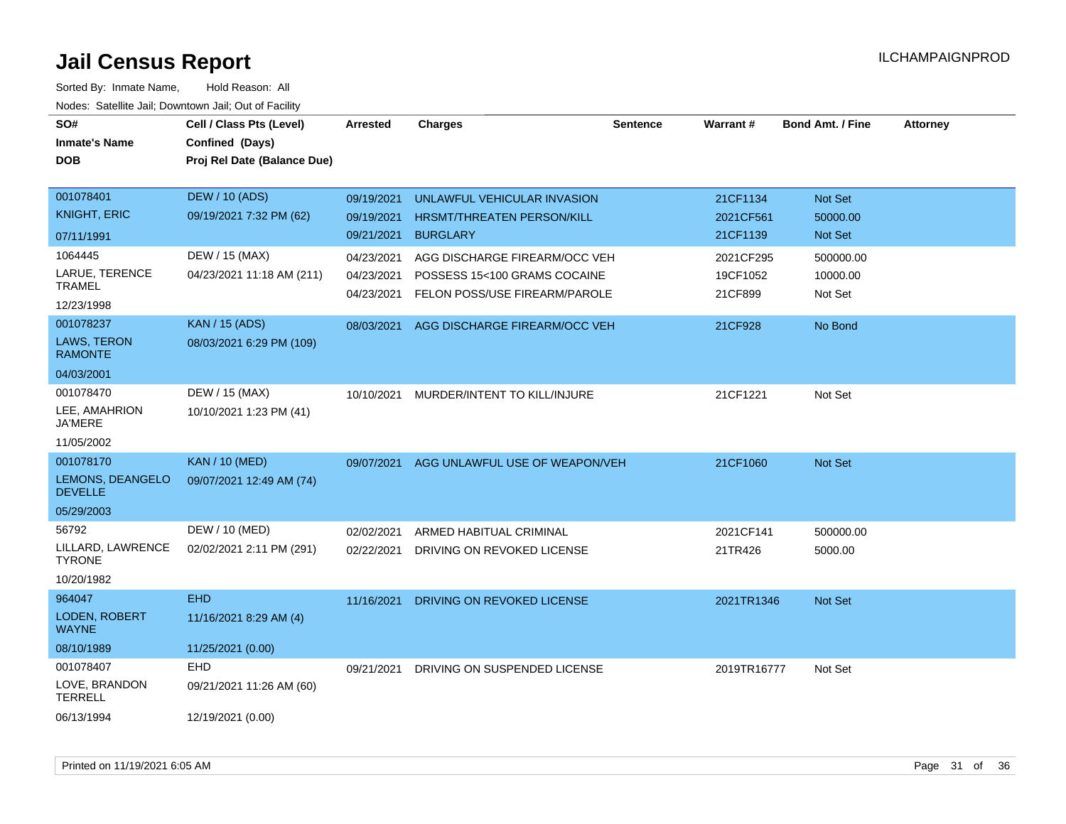# Jail Census Report

Sorted By: Inmate Name, Hold Reason: All

Nodes: Satellite Jail; Downtown Jail; Out of Facility

| SO# / Inmate's Name / DOB | Cell / Class Pts (Level) / Confined (Days) / Proj Rel Date (Balance Due) | Arrested | Charges | Sentence | Warrant # | Bond Amt. / Fine | Attorney |
|---|---|---|---|---|---|---|---|
| 001078401<br>KNIGHT, ERIC<br>07/11/1991 | DEW / 10 (ADS)<br>09/19/2021 7:32 PM (62) | 09/19/2021<br>09/19/2021<br>09/21/2021 | UNLAWFUL VEHICULAR INVASION<br>HRSMT/THREATEN PERSON/KILL<br>BURGLARY | | 21CF1134<br>2021CF561<br>21CF1139 | Not Set<br>50000.00<br>Not Set | |
| 1064445<br>LARUE, TERENCE TRAMEL<br>12/23/1998 | DEW / 15 (MAX)<br>04/23/2021 11:18 AM (211) | 04/23/2021<br>04/23/2021<br>04/23/2021 | AGG DISCHARGE FIREARM/OCC VEH<br>POSSESS 15<100 GRAMS COCAINE<br>FELON POSS/USE FIREARM/PAROLE | | 2021CF295<br>19CF1052<br>21CF899 | 500000.00<br>10000.00<br>Not Set | |
| 001078237<br>LAWS, TERON RAMONTE<br>04/03/2001 | KAN / 15 (ADS)<br>08/03/2021 6:29 PM (109) | 08/03/2021 | AGG DISCHARGE FIREARM/OCC VEH | | 21CF928 | No Bond | |
| 001078470<br>LEE, AMAHRION JA'MERE<br>11/05/2002 | DEW / 15 (MAX)<br>10/10/2021 1:23 PM (41) | 10/10/2021 | MURDER/INTENT TO KILL/INJURE | | 21CF1221 | Not Set | |
| 001078170<br>LEMONS, DEANGELO DEVELLE<br>05/29/2003 | KAN / 10 (MED)<br>09/07/2021 12:49 AM (74) | 09/07/2021 | AGG UNLAWFUL USE OF WEAPON/VEH | | 21CF1060 | Not Set | |
| 56792<br>LILLARD, LAWRENCE TYRONE<br>10/20/1982 | DEW / 10 (MED)<br>02/02/2021 2:11 PM (291) | 02/02/2021<br>02/22/2021 | ARMED HABITUAL CRIMINAL<br>DRIVING ON REVOKED LICENSE | | 2021CF141<br>21TR426 | 500000.00<br>5000.00 | |
| 964047<br>LODEN, ROBERT WAYNE<br>08/10/1989 | EHD<br>11/16/2021 8:29 AM (4)<br>11/25/2021 (0.00) | 11/16/2021 | DRIVING ON REVOKED LICENSE | | 2021TR1346 | Not Set | |
| 001078407<br>LOVE, BRANDON TERRELL<br>06/13/1994 | EHD<br>09/21/2021 11:26 AM (60)<br>12/19/2021 (0.00) | 09/21/2021 | DRIVING ON SUSPENDED LICENSE | | 2019TR16777 | Not Set | |

Printed on 11/19/2021 6:05 AM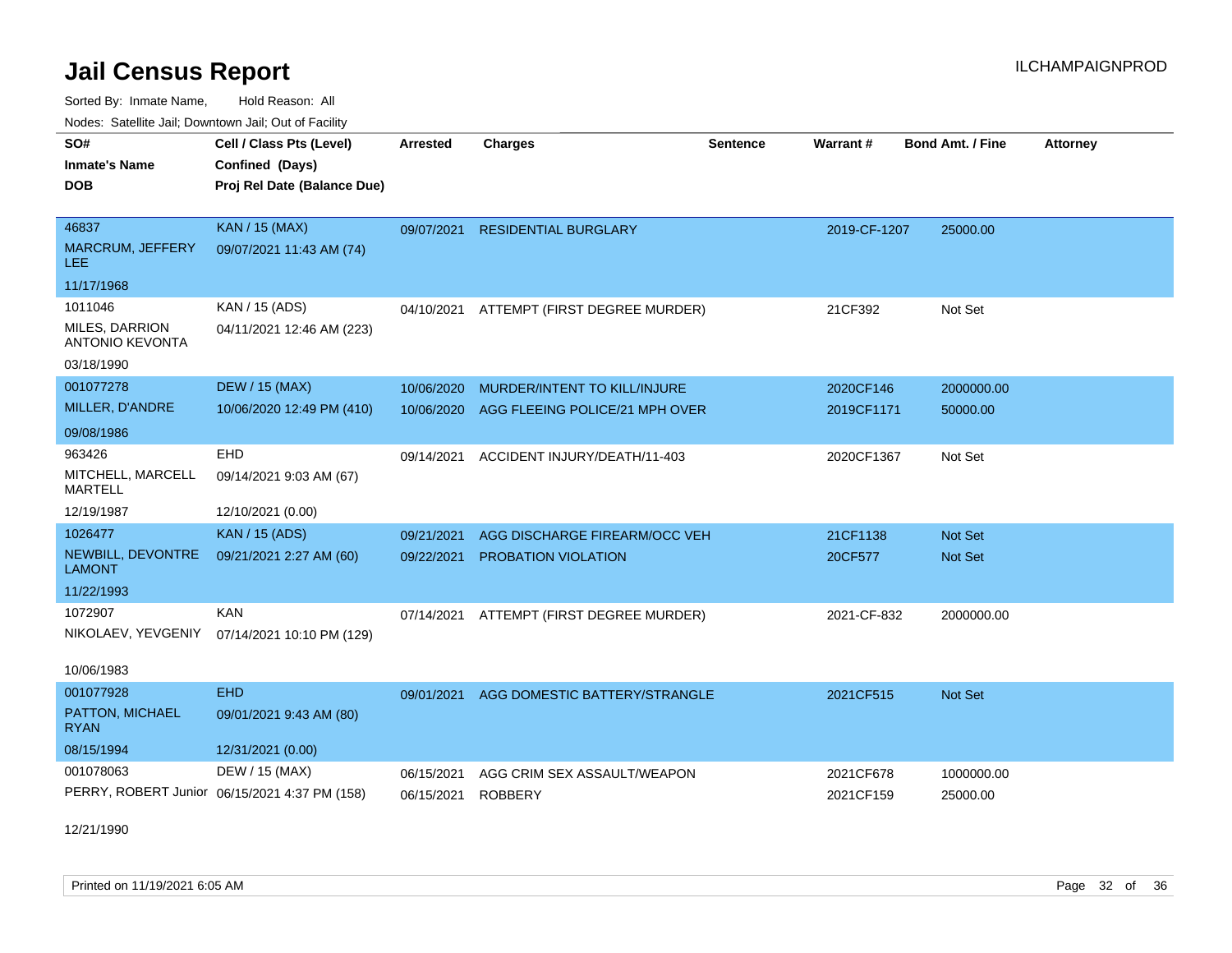# Jail Census Report

ILCHAMPAIGNPROD

Sorted By: Inmate Name, Hold Reason: All

Nodes: Satellite Jail; Downtown Jail; Out of Facility

| SO# / Inmate's Name / DOB | Cell / Class Pts (Level) / Confined (Days) / Proj Rel Date (Balance Due) | Arrested | Charges | Sentence | Warrant # | Bond Amt. / Fine | Attorney |
|---|---|---|---|---|---|---|---|
| 46837<br>MARCRUM, JEFFERY LEE<br>11/17/1968 | KAN / 15 (MAX)<br>09/07/2021 11:43 AM (74) | 09/07/2021 | RESIDENTIAL BURGLARY | | 2019-CF-1207 | 25000.00 | |
| 1011046<br>MILES, DARRION ANTONIO KEVONTA<br>03/18/1990 | KAN / 15 (ADS)<br>04/11/2021 12:46 AM (223) | 04/10/2021 | ATTEMPT (FIRST DEGREE MURDER) | | 21CF392 | Not Set | |
| 001077278<br>MILLER, D'ANDRE<br>09/08/1986 | DEW / 15 (MAX)<br>10/06/2020 12:49 PM (410) | 10/06/2020 | MURDER/INTENT TO KILL/INJURE | | 2020CF146 | 2000000.00 | |
| | | 10/06/2020 | AGG FLEEING POLICE/21 MPH OVER | | 2019CF1171 | 50000.00 | |
| 963426<br>MITCHELL, MARCELL MARTELL<br>12/19/1987 | EHD<br>09/14/2021 9:03 AM (67)<br>12/10/2021 (0.00) | 09/14/2021 | ACCIDENT INJURY/DEATH/11-403 | | 2020CF1367 | Not Set | |
| 1026477<br>NEWBILL, DEVONTRE LAMONT<br>11/22/1993 | KAN / 15 (ADS)<br>09/21/2021 2:27 AM (60) | 09/21/2021 | AGG DISCHARGE FIREARM/OCC VEH | | 21CF1138 | Not Set | |
| | | 09/22/2021 | PROBATION VIOLATION | | 20CF577 | Not Set | |
| 1072907<br>NIKOLAEV, YEVGENIY<br>10/06/1983 | KAN<br>07/14/2021 10:10 PM (129) | 07/14/2021 | ATTEMPT (FIRST DEGREE MURDER) | | 2021-CF-832 | 2000000.00 | |
| 001077928<br>PATTON, MICHAEL RYAN<br>08/15/1994 | EHD<br>09/01/2021 9:43 AM (80)<br>12/31/2021 (0.00) | 09/01/2021 | AGG DOMESTIC BATTERY/STRANGLE | | 2021CF515 | Not Set | |
| 001078063<br>PERRY, ROBERT Junior<br>12/21/1990 | DEW / 15 (MAX)<br>06/15/2021 4:37 PM (158) | 06/15/2021 | AGG CRIM SEX ASSAULT/WEAPON | | 2021CF678 | 1000000.00 | |
| | | 06/15/2021 | ROBBERY | | 2021CF159 | 25000.00 | |

Printed on 11/19/2021 6:05 AM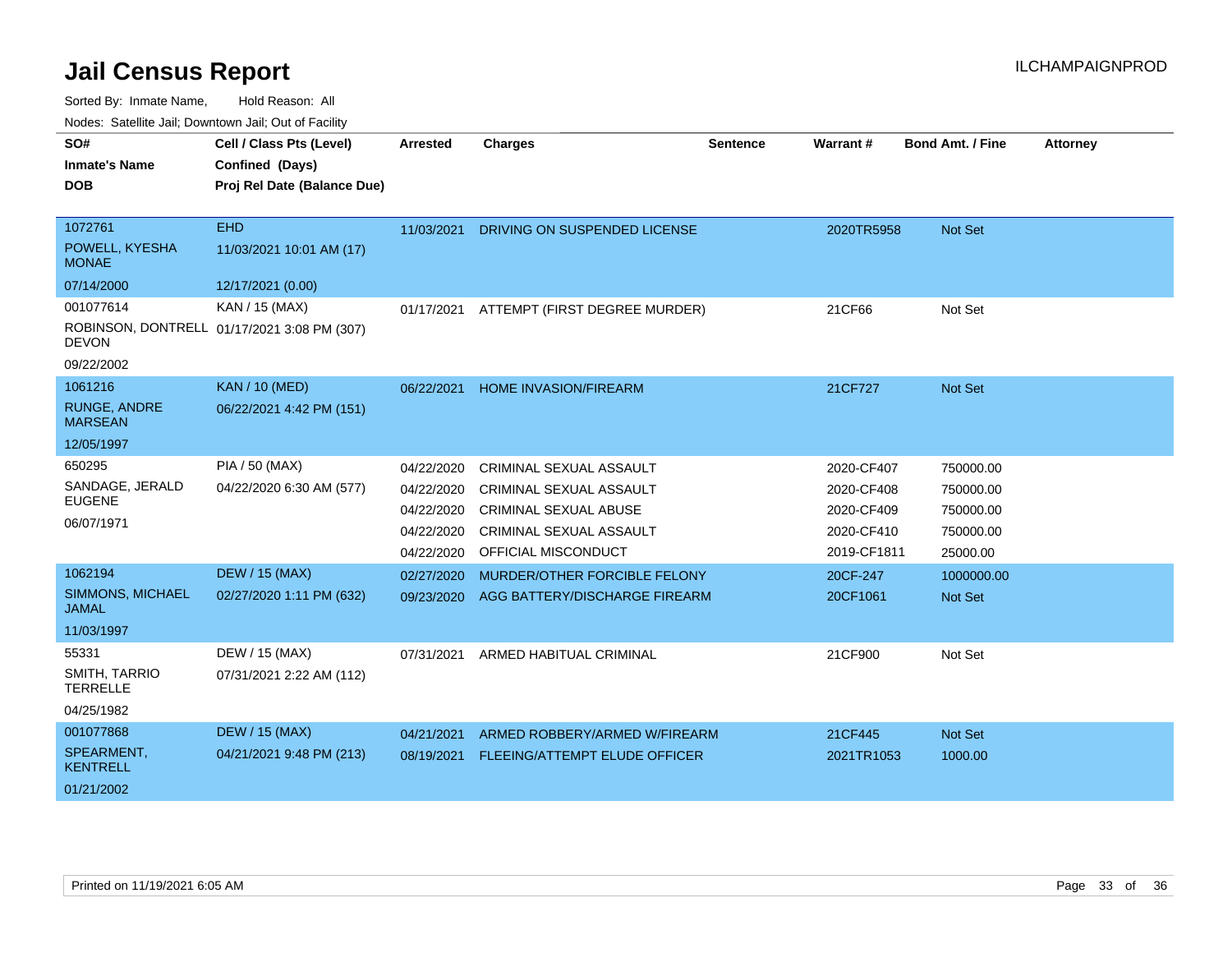# Jail Census Report

Sorted By: Inmate Name,     Hold Reason: All

Nodes: Satellite Jail; Downtown Jail; Out of Facility

| SO# / Inmate's Name / DOB | Cell / Class Pts (Level) / Confined (Days) / Proj Rel Date (Balance Due) | Arrested | Charges | Sentence | Warrant # | Bond Amt. / Fine | Attorney |
|---|---|---|---|---|---|---|---|
| 1072761<br>POWELL, KYESHA MONAE<br>07/14/2000 | EHD<br>11/03/2021 10:01 AM (17)<br>12/17/2021 (0.00) | 11/03/2021 | DRIVING ON SUSPENDED LICENSE | | 2020TR5958 | Not Set | |
| 001077614<br>ROBINSON, DONTRELL DEVON<br>09/22/2002 | KAN / 15 (MAX)<br>01/17/2021 3:08 PM (307) | 01/17/2021 | ATTEMPT (FIRST DEGREE MURDER) | | 21CF66 | Not Set | |
| 1061216<br>RUNGE, ANDRE MARSEAN<br>12/05/1997 | KAN / 10 (MED)<br>06/22/2021 4:42 PM (151) | 06/22/2021 | HOME INVASION/FIREARM | | 21CF727 | Not Set | |
| 650295<br>SANDAGE, JERALD EUGENE<br>06/07/1971 | PIA / 50 (MAX)<br>04/22/2020 6:30 AM (577) | 04/22/2020 | CRIMINAL SEXUAL ASSAULT | | 2020-CF407 | 750000.00 | |
| | | 04/22/2020 | CRIMINAL SEXUAL ASSAULT | | 2020-CF408 | 750000.00 | |
| | | 04/22/2020 | CRIMINAL SEXUAL ABUSE | | 2020-CF409 | 750000.00 | |
| | | 04/22/2020 | CRIMINAL SEXUAL ASSAULT | | 2020-CF410 | 750000.00 | |
| | | 04/22/2020 | OFFICIAL MISCONDUCT | | 2019-CF1811 | 25000.00 | |
| 1062194<br>SIMMONS, MICHAEL JAMAL<br>11/03/1997 | DEW / 15 (MAX)<br>02/27/2020 1:11 PM (632) | 02/27/2020 | MURDER/OTHER FORCIBLE FELONY | | 20CF-247 | 1000000.00 | |
| | | 09/23/2020 | AGG BATTERY/DISCHARGE FIREARM | | 20CF1061 | Not Set | |
| 55331<br>SMITH, TARRIO TERRELLE<br>04/25/1982 | DEW / 15 (MAX)<br>07/31/2021 2:22 AM (112) | 07/31/2021 | ARMED HABITUAL CRIMINAL | | 21CF900 | Not Set | |
| 001077868<br>SPEARMENT, KENTRELL<br>01/21/2002 | DEW / 15 (MAX)<br>04/21/2021 9:48 PM (213) | 04/21/2021 | ARMED ROBBERY/ARMED W/FIREARM | | 21CF445 | Not Set | |
| | | 08/19/2021 | FLEEING/ATTEMPT ELUDE OFFICER | | 2021TR1053 | 1000.00 | |

Printed on 11/19/2021 6:05 AM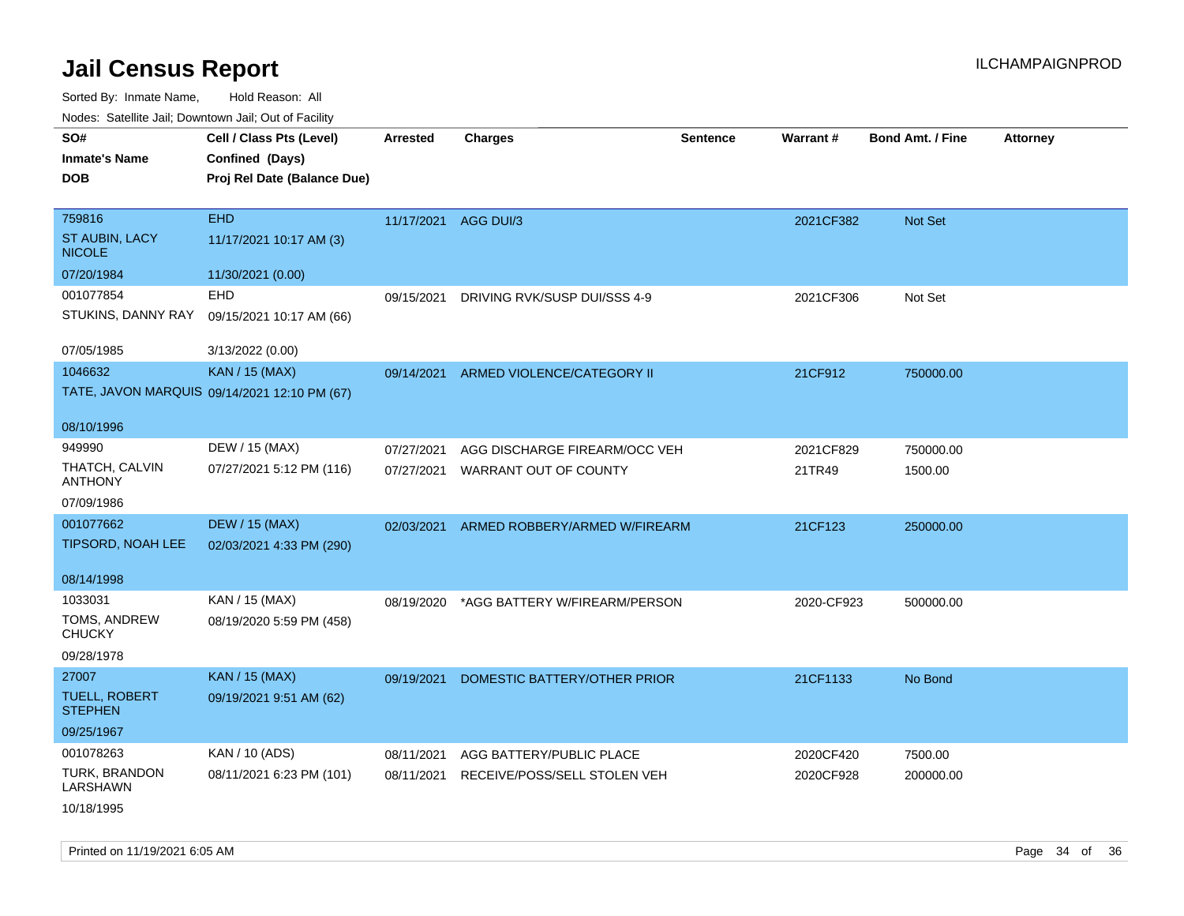# Jail Census Report

ILCHAMPAIGNPROD

Sorted By: Inmate Name, Hold Reason: All

Nodes: Satellite Jail; Downtown Jail; Out of Facility

| SO# / Inmate's Name / DOB | Cell / Class Pts (Level) / Confined (Days) / Proj Rel Date (Balance Due) | Arrested | Charges | Sentence | Warrant # | Bond Amt. / Fine | Attorney |
|---|---|---|---|---|---|---|---|
| 759816<br>ST AUBIN, LACY NICOLE<br>07/20/1984 | EHD<br>11/17/2021 10:17 AM (3)<br>11/30/2021 (0.00) | 11/17/2021 | AGG DUI/3 | | 2021CF382 | Not Set | |
| 001077854<br>STUKINS, DANNY RAY<br>07/05/1985 | EHD<br>09/15/2021 10:17 AM (66)<br>3/13/2022 (0.00) | 09/15/2021 | DRIVING RVK/SUSP DUI/SSS 4-9 | | 2021CF306 | Not Set | |
| 1046632<br>TATE, JAVON MARQUIS<br>08/10/1996 | KAN / 15 (MAX)<br>09/14/2021 12:10 PM (67) | 09/14/2021 | ARMED VIOLENCE/CATEGORY II | | 21CF912 | 750000.00 | |
| 949990<br>THATCH, CALVIN ANTHONY<br>07/09/1986 | DEW / 15 (MAX)<br>07/27/2021 5:12 PM (116) | 07/27/2021 | AGG DISCHARGE FIREARM/OCC VEH | | 2021CF829 | 750000.00 | |
| | | 07/27/2021 | WARRANT OUT OF COUNTY | | 21TR49 | 1500.00 | |
| 001077662<br>TIPSORD, NOAH LEE<br>08/14/1998 | DEW / 15 (MAX)<br>02/03/2021 4:33 PM (290) | 02/03/2021 | ARMED ROBBERY/ARMED W/FIREARM | | 21CF123 | 250000.00 | |
| 1033031<br>TOMS, ANDREW CHUCKY<br>09/28/1978 | KAN / 15 (MAX)<br>08/19/2020 5:59 PM (458) | 08/19/2020 | *AGG BATTERY W/FIREARM/PERSON | | 2020-CF923 | 500000.00 | |
| 27007<br>TUELL, ROBERT STEPHEN<br>09/25/1967 | KAN / 15 (MAX)<br>09/19/2021 9:51 AM (62) | 09/19/2021 | DOMESTIC BATTERY/OTHER PRIOR | | 21CF1133 | No Bond | |
| 001078263<br>TURK, BRANDON LARSHAWN<br>10/18/1995 | KAN / 10 (ADS)<br>08/11/2021 6:23 PM (101) | 08/11/2021 | AGG BATTERY/PUBLIC PLACE | | 2020CF420 | 7500.00 | |
| | | 08/11/2021 | RECEIVE/POSS/SELL STOLEN VEH | | 2020CF928 | 200000.00 | |

Printed on 11/19/2021 6:05 AM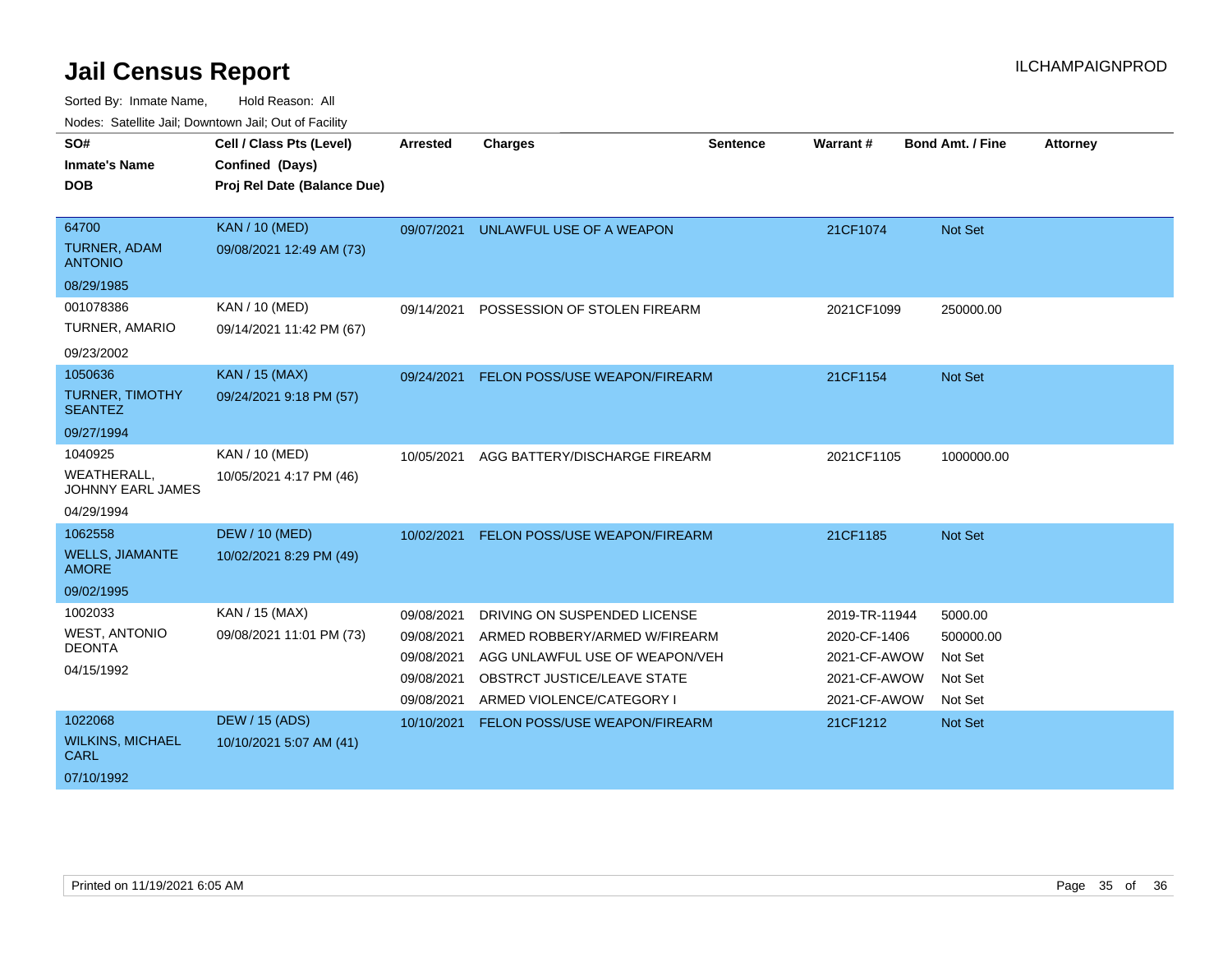# Jail Census Report

ILCHAMPAIGNPROD

Sorted By: Inmate Name, Hold Reason: All

Nodes: Satellite Jail; Downtown Jail; Out of Facility

| SO# / Inmate's Name / DOB | Cell / Class Pts (Level) / Confined (Days) / Proj Rel Date (Balance Due) | Arrested | Charges | Sentence | Warrant # | Bond Amt. / Fine | Attorney |
|---|---|---|---|---|---|---|---|
| 64700<br>TURNER, ADAM ANTONIO<br>08/29/1985 | KAN / 10 (MED)<br>09/08/2021 12:49 AM (73) | 09/07/2021 | UNLAWFUL USE OF A WEAPON | | 21CF1074 | Not Set | |
| 001078386<br>TURNER, AMARIO<br>09/23/2002 | KAN / 10 (MED)<br>09/14/2021 11:42 PM (67) | 09/14/2021 | POSSESSION OF STOLEN FIREARM | | 2021CF1099 | 250000.00 | |
| 1050636<br>TURNER, TIMOTHY SEANTEZ<br>09/27/1994 | KAN / 15 (MAX)<br>09/24/2021 9:18 PM (57) | 09/24/2021 | FELON POSS/USE WEAPON/FIREARM | | 21CF1154 | Not Set | |
| 1040925<br>WEATHERALL, JOHNNY EARL JAMES<br>04/29/1994 | KAN / 10 (MED)<br>10/05/2021 4:17 PM (46) | 10/05/2021 | AGG BATTERY/DISCHARGE FIREARM | | 2021CF1105 | 1000000.00 | |
| 1062558<br>WELLS, JIAMANTE AMORE<br>09/02/1995 | DEW / 10 (MED)<br>10/02/2021 8:29 PM (49) | 10/02/2021 | FELON POSS/USE WEAPON/FIREARM | | 21CF1185 | Not Set | |
| 1002033<br>WEST, ANTONIO DEONTA<br>04/15/1992 | KAN / 15 (MAX)<br>09/08/2021 11:01 PM (73) | 09/08/2021 | DRIVING ON SUSPENDED LICENSE | | 2019-TR-11944 | 5000.00 | |
| | | 09/08/2021 | ARMED ROBBERY/ARMED W/FIREARM | | 2020-CF-1406 | 500000.00 | |
| | | 09/08/2021 | AGG UNLAWFUL USE OF WEAPON/VEH | | 2021-CF-AWOW | Not Set | |
| | | 09/08/2021 | OBSTRCT JUSTICE/LEAVE STATE | | 2021-CF-AWOW | Not Set | |
| | | 09/08/2021 | ARMED VIOLENCE/CATEGORY I | | 2021-CF-AWOW | Not Set | |
| 1022068<br>WILKINS, MICHAEL CARL<br>07/10/1992 | DEW / 15 (ADS)<br>10/10/2021 5:07 AM (41) | 10/10/2021 | FELON POSS/USE WEAPON/FIREARM | | 21CF1212 | Not Set | |

Printed on 11/19/2021 6:05 AM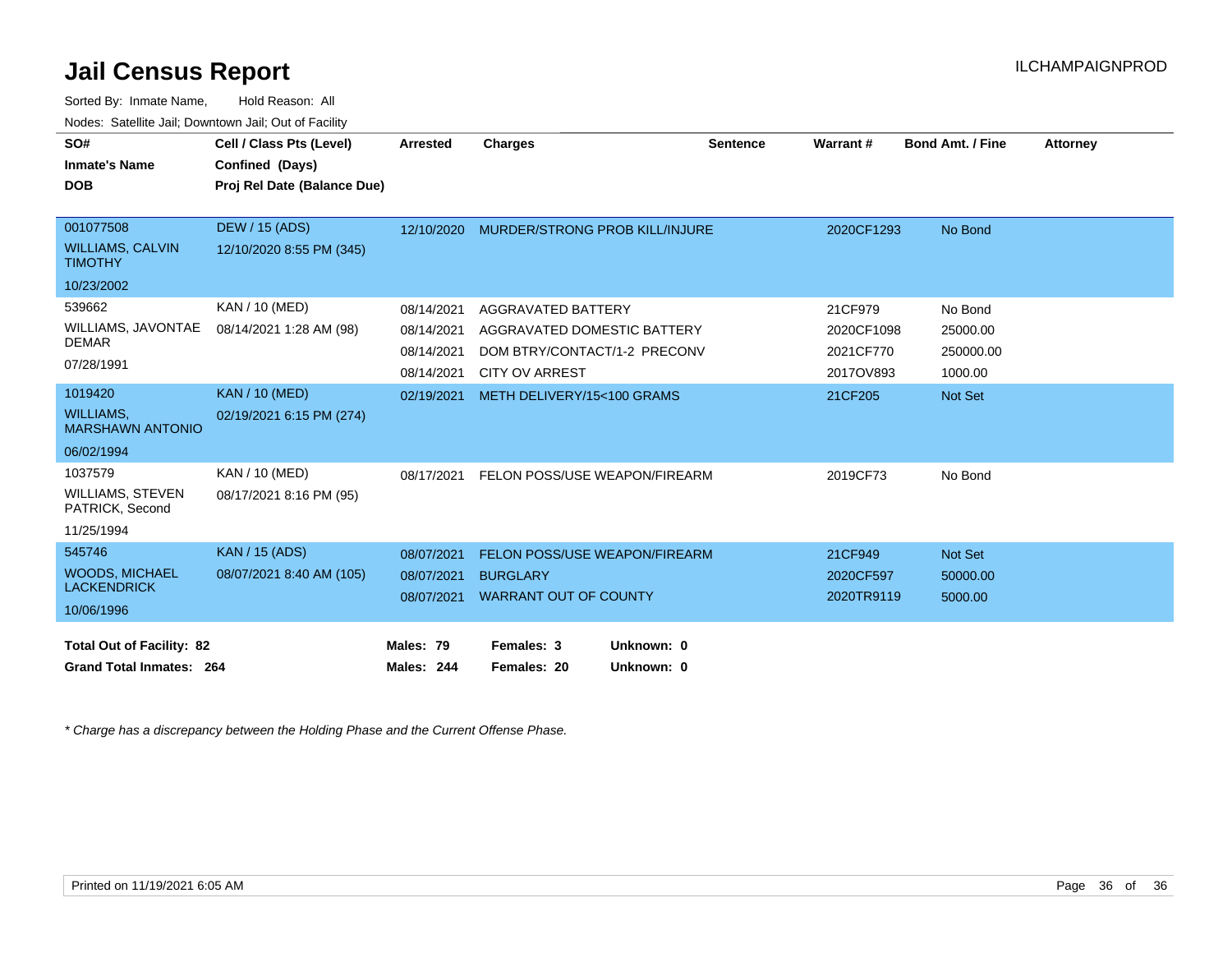# Jail Census Report

ILCHAMPAIGNPROD

Sorted By: Inmate Name, Hold Reason: All

Nodes: Satellite Jail; Downtown Jail; Out of Facility

| SO# / Inmate's Name / DOB | Cell / Class Pts (Level) / Confined (Days) / Proj Rel Date (Balance Due) | Arrested | Charges | Sentence | Warrant # | Bond Amt. / Fine | Attorney |
|---|---|---|---|---|---|---|---|
| 001077508<br>WILLIAMS, CALVIN TIMOTHY<br>10/23/2002 | DEW / 15 (ADS)<br>12/10/2020 8:55 PM (345) | 12/10/2020 | MURDER/STRONG PROB KILL/INJURE | | 2020CF1293 | No Bond | |
| 539662<br>WILLIAMS, JAVONTAE DEMAR<br>07/28/1991 | KAN / 10 (MED)<br>08/14/2021 1:28 AM (98) | 08/14/2021 | AGGRAVATED BATTERY | | 21CF979 | No Bond | |
| | | 08/14/2021 | AGGRAVATED DOMESTIC BATTERY | | 2020CF1098 | 25000.00 | |
| | | 08/14/2021 | DOM BTRY/CONTACT/1-2 PRECONV | | 2021CF770 | 250000.00 | |
| | | 08/14/2021 | CITY OV ARREST | | 2017OV893 | 1000.00 | |
| 1019420<br>WILLIAMS, MARSHAWN ANTONIO<br>06/02/1994 | KAN / 10 (MED)<br>02/19/2021 6:15 PM (274) | 02/19/2021 | METH DELIVERY/15<100 GRAMS | | 21CF205 | Not Set | |
| 1037579<br>WILLIAMS, STEVEN PATRICK, Second<br>11/25/1994 | KAN / 10 (MED)<br>08/17/2021 8:16 PM (95) | 08/17/2021 | FELON POSS/USE WEAPON/FIREARM | | 2019CF73 | No Bond | |
| 545746<br>WOODS, MICHAEL LACKENDRICK<br>10/06/1996 | KAN / 15 (ADS)<br>08/07/2021 8:40 AM (105) | 08/07/2021 | FELON POSS/USE WEAPON/FIREARM | | 21CF949 | Not Set | |
| | | 08/07/2021 | BURGLARY | | 2020CF597 | 50000.00 | |
| | | 08/07/2021 | WARRANT OUT OF COUNTY | | 2020TR9119 | 5000.00 | |

| | | | |
|---|---|---|---|
| **Total Out of Facility: 82** | **Males: 79** | **Females: 3** | **Unknown: 0** |
| **Grand Total Inmates: 264** | **Males: 244** | **Females: 20** | **Unknown: 0** |

*\* Charge has a discrepancy between the Holding Phase and the Current Offense Phase.*

Printed on 11/19/2021 6:05 AM